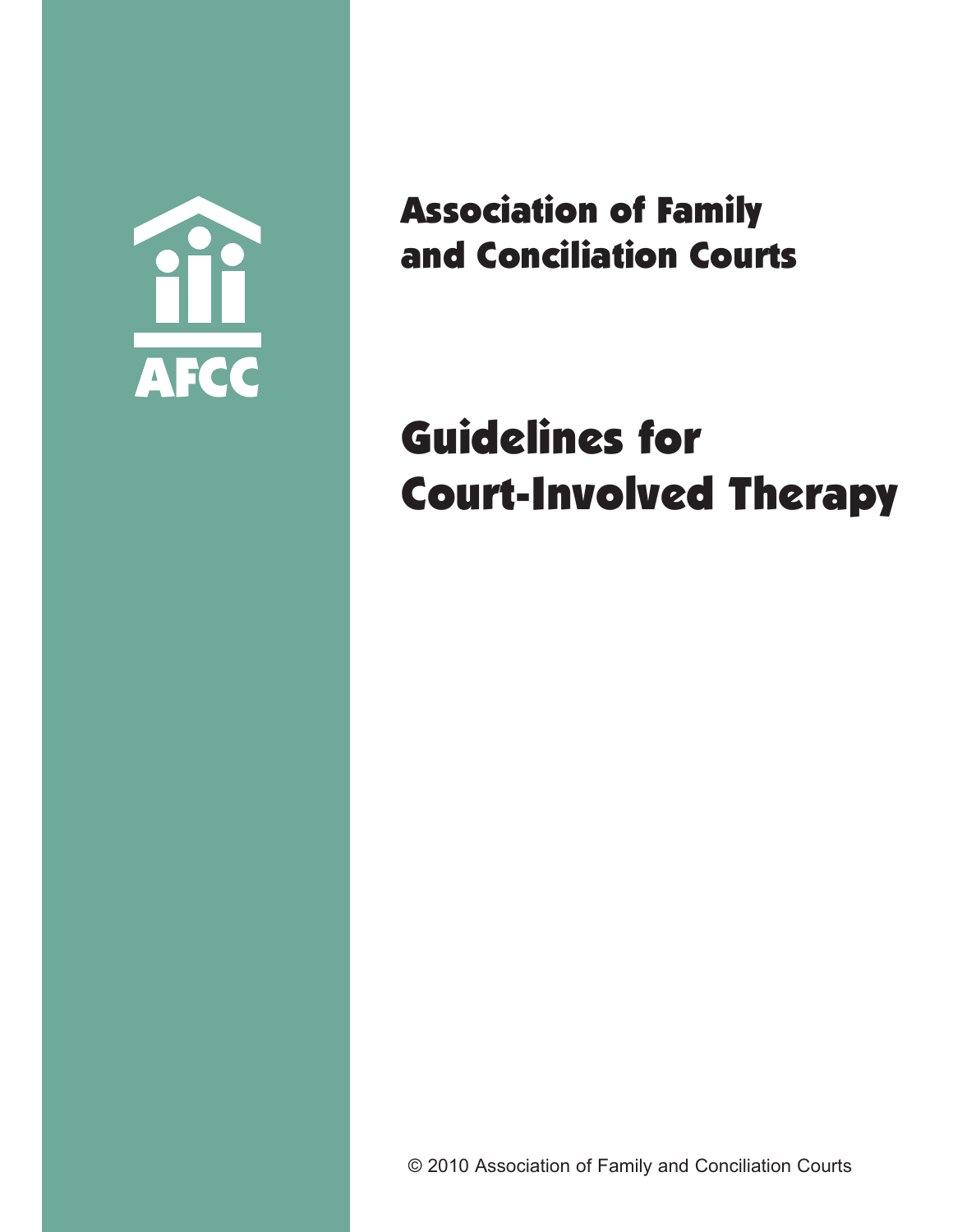AFCC

**Association of Family and Conciliation Courts**

# Guidelines for Court-Involved Therapy

© 2010 Association of Family and Conciliation Courts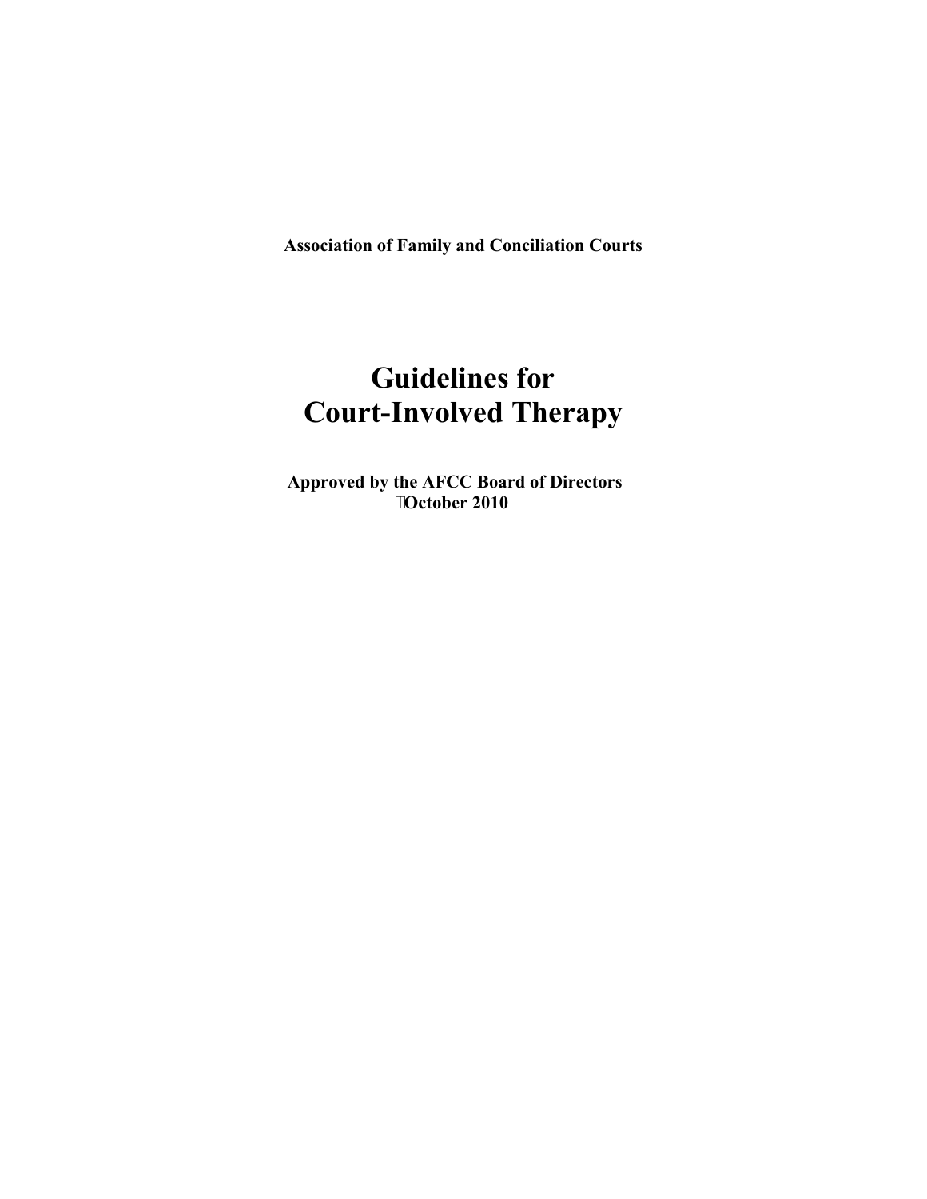**Association of Family and Conciliation Courts**

# Guidelines for Court-Involved Therapy

**Approved by the AFCC Board of Directors**
**October 2010**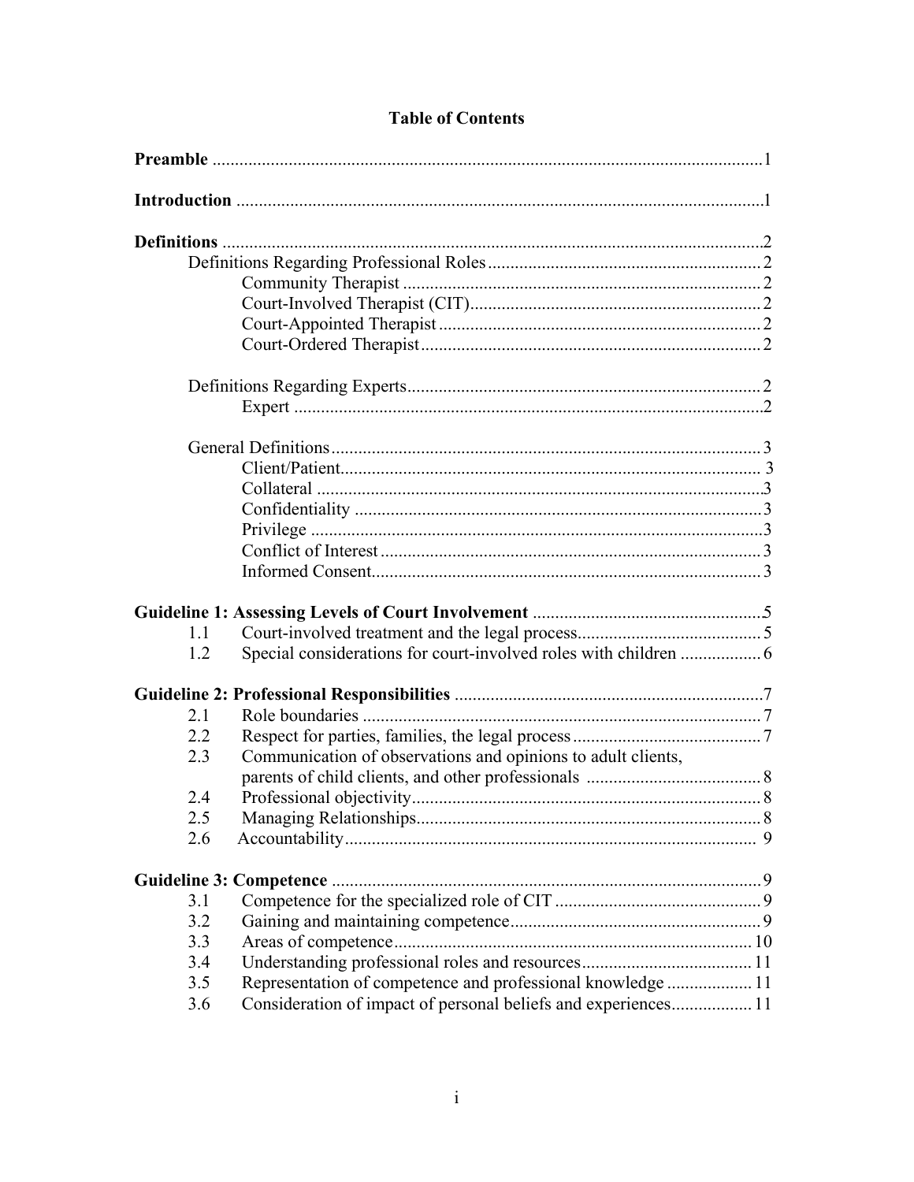# Table of Contents

**Preamble** .......... 1

**Introduction** .......... 1

**Definitions** .......... 2

- Definitions Regarding Professional Roles .......... 2
  - Community Therapist .......... 2
  - Court-Involved Therapist (CIT) .......... 2
  - Court-Appointed Therapist .......... 2
  - Court-Ordered Therapist .......... 2

- Definitions Regarding Experts .......... 2
  - Expert .......... 2

- General Definitions .......... 3
  - Client/Patient .......... 3
  - Collateral .......... 3
  - Confidentiality .......... 3
  - Privilege .......... 3
  - Conflict of Interest .......... 3
  - Informed Consent .......... 3

**Guideline 1: Assessing Levels of Court Involvement** .......... 5

- 1.1 Court-involved treatment and the legal process .......... 5
- 1.2 Special considerations for court-involved roles with children .......... 6

**Guideline 2: Professional Responsibilities** .......... 7

- 2.1 Role boundaries .......... 7
- 2.2 Respect for parties, families, the legal process .......... 7
- 2.3 Communication of observations and opinions to adult clients, parents of child clients, and other professionals .......... 8
- 2.4 Professional objectivity .......... 8
- 2.5 Managing Relationships .......... 8
- 2.6 Accountability .......... 9

**Guideline 3: Competence** .......... 9

- 3.1 Competence for the specialized role of CIT .......... 9
- 3.2 Gaining and maintaining competence .......... 9
- 3.3 Areas of competence .......... 10
- 3.4 Understanding professional roles and resources .......... 11
- 3.5 Representation of competence and professional knowledge .......... 11
- 3.6 Consideration of impact of personal beliefs and experiences .......... 11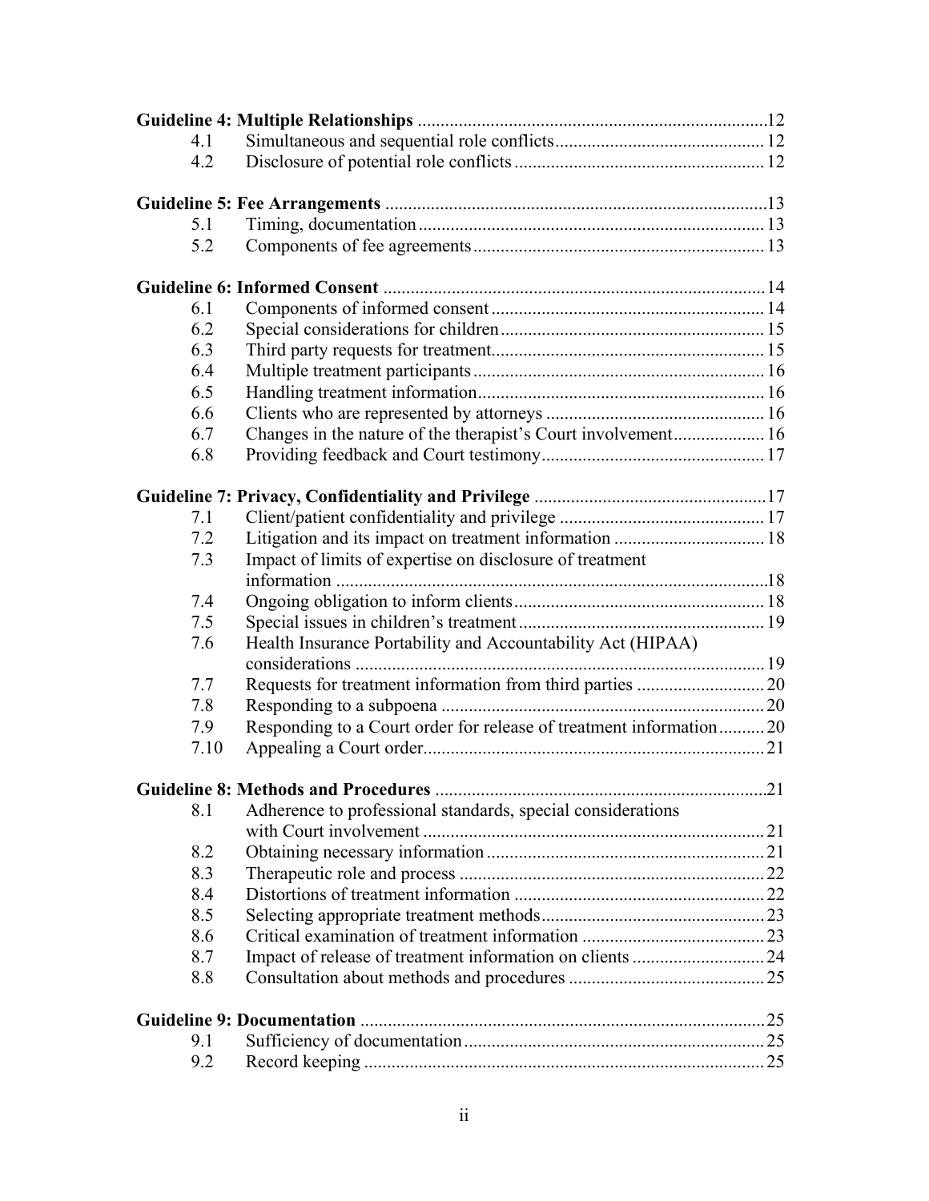**Guideline 4: Multiple Relationships** ....................................................................12

| | | |
|---|---|---|
| 4.1 | Simultaneous and sequential role conflicts | 12 |
| 4.2 | Disclosure of potential role conflicts | 12 |

**Guideline 5: Fee Arrangements** ....................................................................13

| | | |
|---|---|---|
| 5.1 | Timing, documentation | 13 |
| 5.2 | Components of fee agreements | 13 |

**Guideline 6: Informed Consent** ....................................................................14

| | | |
|---|---|---|
| 6.1 | Components of informed consent | 14 |
| 6.2 | Special considerations for children | 15 |
| 6.3 | Third party requests for treatment | 15 |
| 6.4 | Multiple treatment participants | 16 |
| 6.5 | Handling treatment information | 16 |
| 6.6 | Clients who are represented by attorneys | 16 |
| 6.7 | Changes in the nature of the therapist's Court involvement | 16 |
| 6.8 | Providing feedback and Court testimony | 17 |

**Guideline 7: Privacy, Confidentiality and Privilege** ....................................................17

| | | |
|---|---|---|
| 7.1 | Client/patient confidentiality and privilege | 17 |
| 7.2 | Litigation and its impact on treatment information | 18 |
| 7.3 | Impact of limits of expertise on disclosure of treatment information | 18 |
| 7.4 | Ongoing obligation to inform clients | 18 |
| 7.5 | Special issues in children's treatment | 19 |
| 7.6 | Health Insurance Portability and Accountability Act (HIPAA) considerations | 19 |
| 7.7 | Requests for treatment information from third parties | 20 |
| 7.8 | Responding to a subpoena | 20 |
| 7.9 | Responding to a Court order for release of treatment information | 20 |
| 7.10 | Appealing a Court order | 21 |

**Guideline 8: Methods and Procedures** ....................................................................21

| | | |
|---|---|---|
| 8.1 | Adherence to professional standards, special considerations with Court involvement | 21 |
| 8.2 | Obtaining necessary information | 21 |
| 8.3 | Therapeutic role and process | 22 |
| 8.4 | Distortions of treatment information | 22 |
| 8.5 | Selecting appropriate treatment methods | 23 |
| 8.6 | Critical examination of treatment information | 23 |
| 8.7 | Impact of release of treatment information on clients | 24 |
| 8.8 | Consultation about methods and procedures | 25 |

**Guideline 9: Documentation** ....................................................................25

| | | |
|---|---|---|
| 9.1 | Sufficiency of documentation | 25 |
| 9.2 | Record keeping | 25 |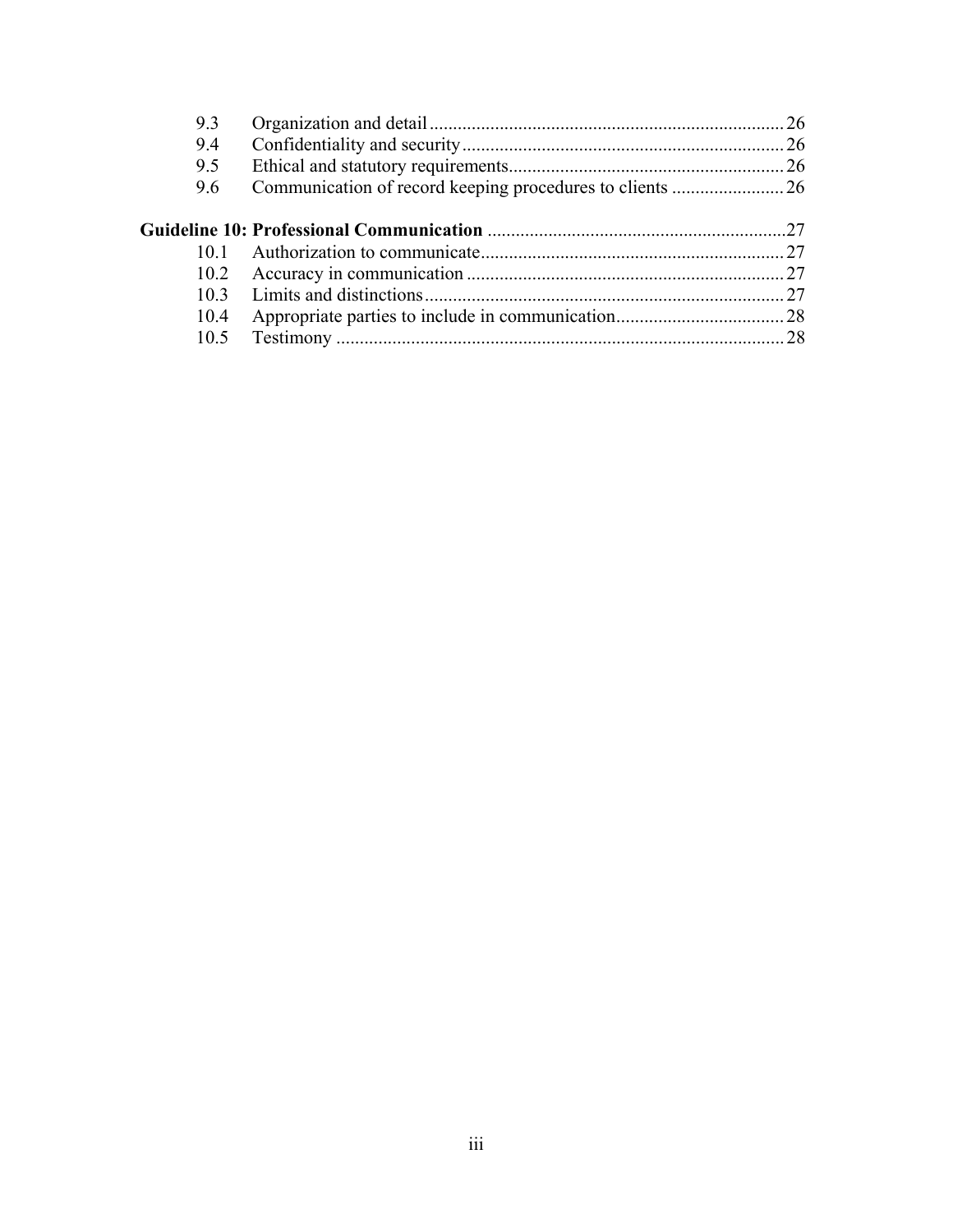| | | |
|---|---|---|
| 9.3 | Organization and detail | 26 |
| 9.4 | Confidentiality and security | 26 |
| 9.5 | Ethical and statutory requirements | 26 |
| 9.6 | Communication of record keeping procedures to clients | 26 |
| **Guideline 10: Professional Communication** | | 27 |
| 10.1 | Authorization to communicate | 27 |
| 10.2 | Accuracy in communication | 27 |
| 10.3 | Limits and distinctions | 27 |
| 10.4 | Appropriate parties to include in communication | 28 |
| 10.5 | Testimony | 28 |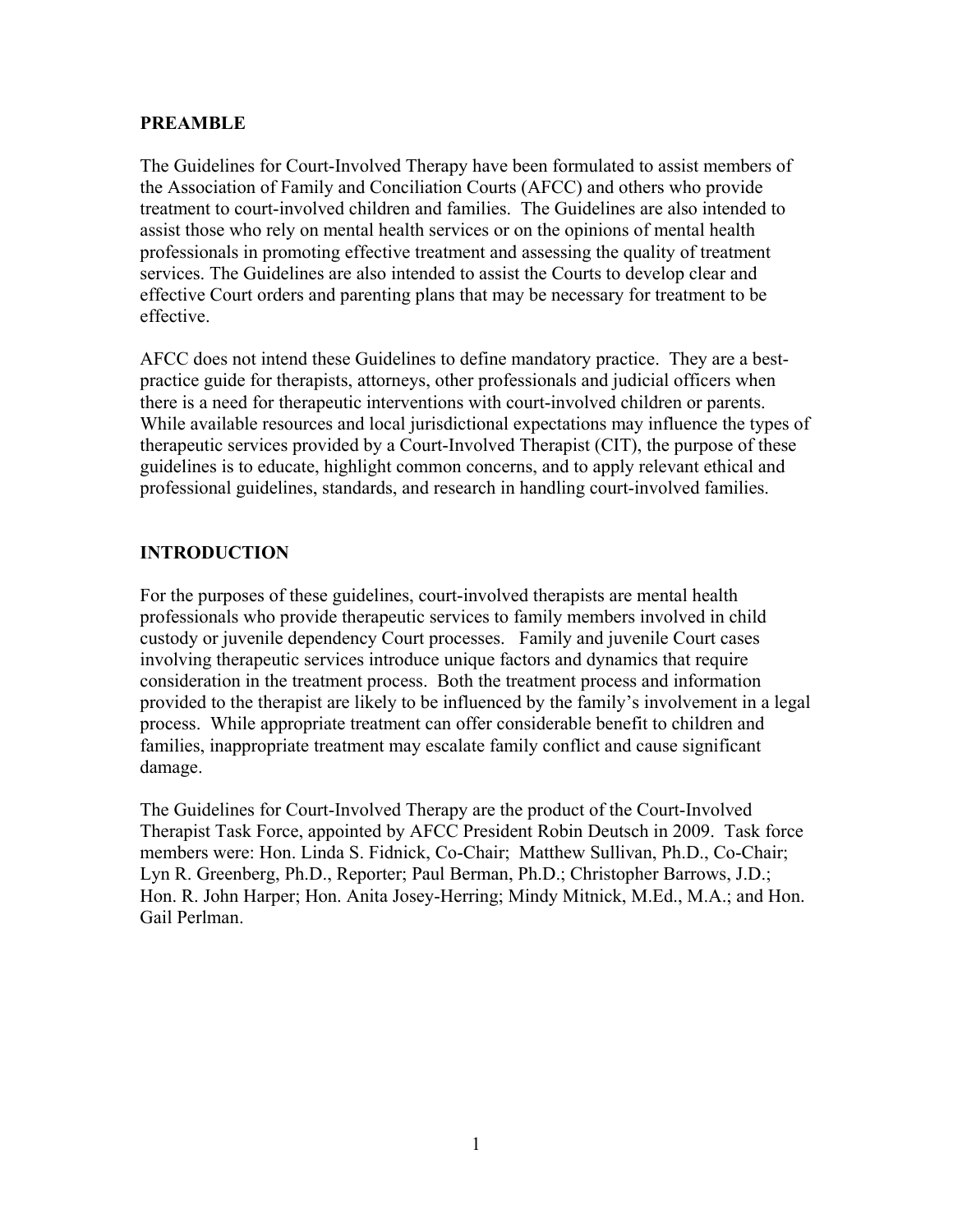## PREAMBLE

The Guidelines for Court-Involved Therapy have been formulated to assist members of the Association of Family and Conciliation Courts (AFCC) and others who provide treatment to court-involved children and families. The Guidelines are also intended to assist those who rely on mental health services or on the opinions of mental health professionals in promoting effective treatment and assessing the quality of treatment services. The Guidelines are also intended to assist the Courts to develop clear and effective Court orders and parenting plans that may be necessary for treatment to be effective.

AFCC does not intend these Guidelines to define mandatory practice. They are a best-practice guide for therapists, attorneys, other professionals and judicial officers when there is a need for therapeutic interventions with court-involved children or parents. While available resources and local jurisdictional expectations may influence the types of therapeutic services provided by a Court-Involved Therapist (CIT), the purpose of these guidelines is to educate, highlight common concerns, and to apply relevant ethical and professional guidelines, standards, and research in handling court-involved families.

## INTRODUCTION

For the purposes of these guidelines, court-involved therapists are mental health professionals who provide therapeutic services to family members involved in child custody or juvenile dependency Court processes. Family and juvenile Court cases involving therapeutic services introduce unique factors and dynamics that require consideration in the treatment process. Both the treatment process and information provided to the therapist are likely to be influenced by the family's involvement in a legal process. While appropriate treatment can offer considerable benefit to children and families, inappropriate treatment may escalate family conflict and cause significant damage.

The Guidelines for Court-Involved Therapy are the product of the Court-Involved Therapist Task Force, appointed by AFCC President Robin Deutsch in 2009. Task force members were: Hon. Linda S. Fidnick, Co-Chair; Matthew Sullivan, Ph.D., Co-Chair; Lyn R. Greenberg, Ph.D., Reporter; Paul Berman, Ph.D.; Christopher Barrows, J.D.; Hon. R. John Harper; Hon. Anita Josey-Herring; Mindy Mitnick, M.Ed., M.A.; and Hon. Gail Perlman.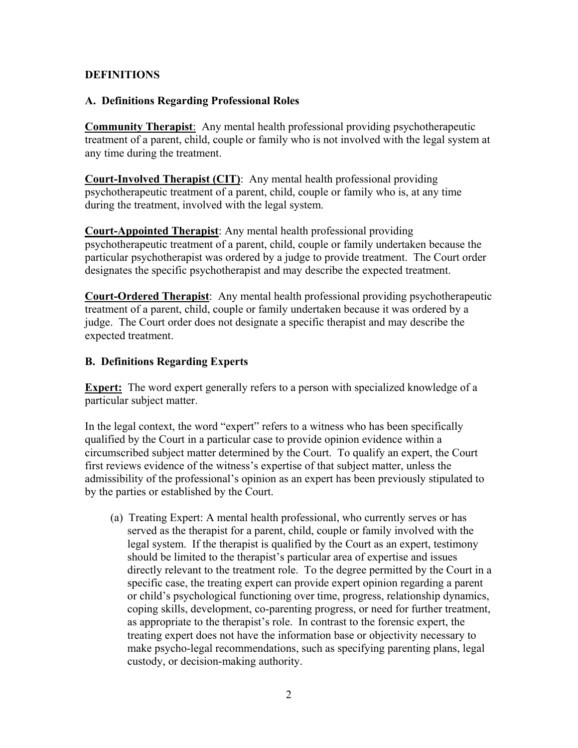## DEFINITIONS

### A. Definitions Regarding Professional Roles

**Community Therapist**: Any mental health professional providing psychotherapeutic treatment of a parent, child, couple or family who is not involved with the legal system at any time during the treatment.

**Court-Involved Therapist (CIT)**: Any mental health professional providing psychotherapeutic treatment of a parent, child, couple or family who is, at any time during the treatment, involved with the legal system.

**Court-Appointed Therapist**: Any mental health professional providing psychotherapeutic treatment of a parent, child, couple or family undertaken because the particular psychotherapist was ordered by a judge to provide treatment. The Court order designates the specific psychotherapist and may describe the expected treatment.

**Court-Ordered Therapist**: Any mental health professional providing psychotherapeutic treatment of a parent, child, couple or family undertaken because it was ordered by a judge. The Court order does not designate a specific therapist and may describe the expected treatment.

### B. Definitions Regarding Experts

**Expert:** The word expert generally refers to a person with specialized knowledge of a particular subject matter.

In the legal context, the word "expert" refers to a witness who has been specifically qualified by the Court in a particular case to provide opinion evidence within a circumscribed subject matter determined by the Court. To qualify an expert, the Court first reviews evidence of the witness's expertise of that subject matter, unless the admissibility of the professional's opinion as an expert has been previously stipulated to by the parties or established by the Court.

(a) Treating Expert: A mental health professional, who currently serves or has served as the therapist for a parent, child, couple or family involved with the legal system. If the therapist is qualified by the Court as an expert, testimony should be limited to the therapist's particular area of expertise and issues directly relevant to the treatment role. To the degree permitted by the Court in a specific case, the treating expert can provide expert opinion regarding a parent or child's psychological functioning over time, progress, relationship dynamics, coping skills, development, co-parenting progress, or need for further treatment, as appropriate to the therapist's role. In contrast to the forensic expert, the treating expert does not have the information base or objectivity necessary to make psycho-legal recommendations, such as specifying parenting plans, legal custody, or decision-making authority.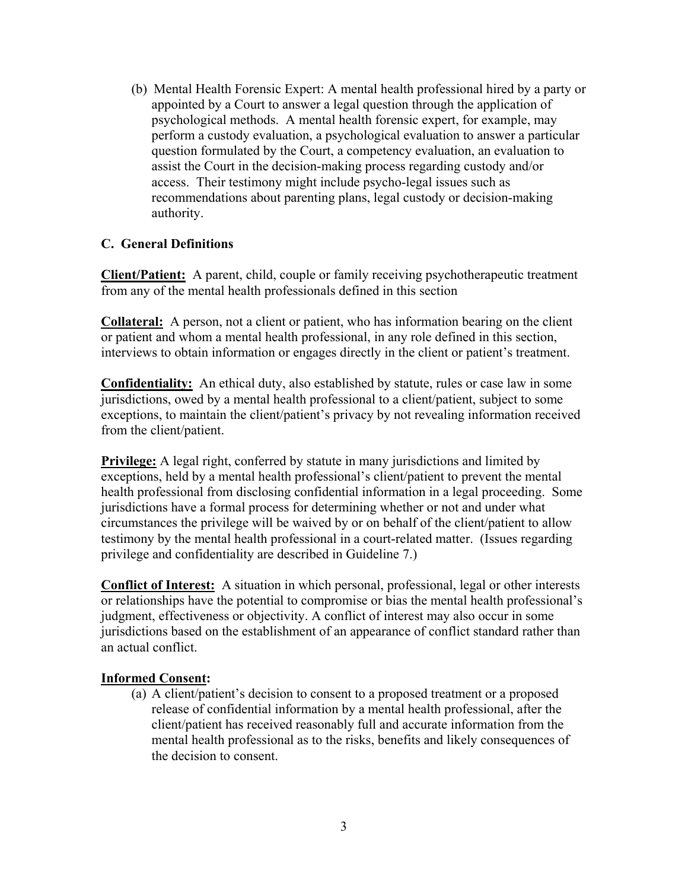(b) Mental Health Forensic Expert: A mental health professional hired by a party or appointed by a Court to answer a legal question through the application of psychological methods. A mental health forensic expert, for example, may perform a custody evaluation, a psychological evaluation to answer a particular question formulated by the Court, a competency evaluation, an evaluation to assist the Court in the decision-making process regarding custody and/or access. Their testimony might include psycho-legal issues such as recommendations about parenting plans, legal custody or decision-making authority.

### C. General Definitions

**Client/Patient:** A parent, child, couple or family receiving psychotherapeutic treatment from any of the mental health professionals defined in this section

**Collateral:** A person, not a client or patient, who has information bearing on the client or patient and whom a mental health professional, in any role defined in this section, interviews to obtain information or engages directly in the client or patient's treatment.

**Confidentiality:** An ethical duty, also established by statute, rules or case law in some jurisdictions, owed by a mental health professional to a client/patient, subject to some exceptions, to maintain the client/patient's privacy by not revealing information received from the client/patient.

**Privilege:** A legal right, conferred by statute in many jurisdictions and limited by exceptions, held by a mental health professional's client/patient to prevent the mental health professional from disclosing confidential information in a legal proceeding. Some jurisdictions have a formal process for determining whether or not and under what circumstances the privilege will be waived by or on behalf of the client/patient to allow testimony by the mental health professional in a court-related matter. (Issues regarding privilege and confidentiality are described in Guideline 7.)

**Conflict of Interest:** A situation in which personal, professional, legal or other interests or relationships have the potential to compromise or bias the mental health professional's judgment, effectiveness or objectivity. A conflict of interest may also occur in some jurisdictions based on the establishment of an appearance of conflict standard rather than an actual conflict.

**Informed Consent:**

(a) A client/patient's decision to consent to a proposed treatment or a proposed release of confidential information by a mental health professional, after the client/patient has received reasonably full and accurate information from the mental health professional as to the risks, benefits and likely consequences of the decision to consent.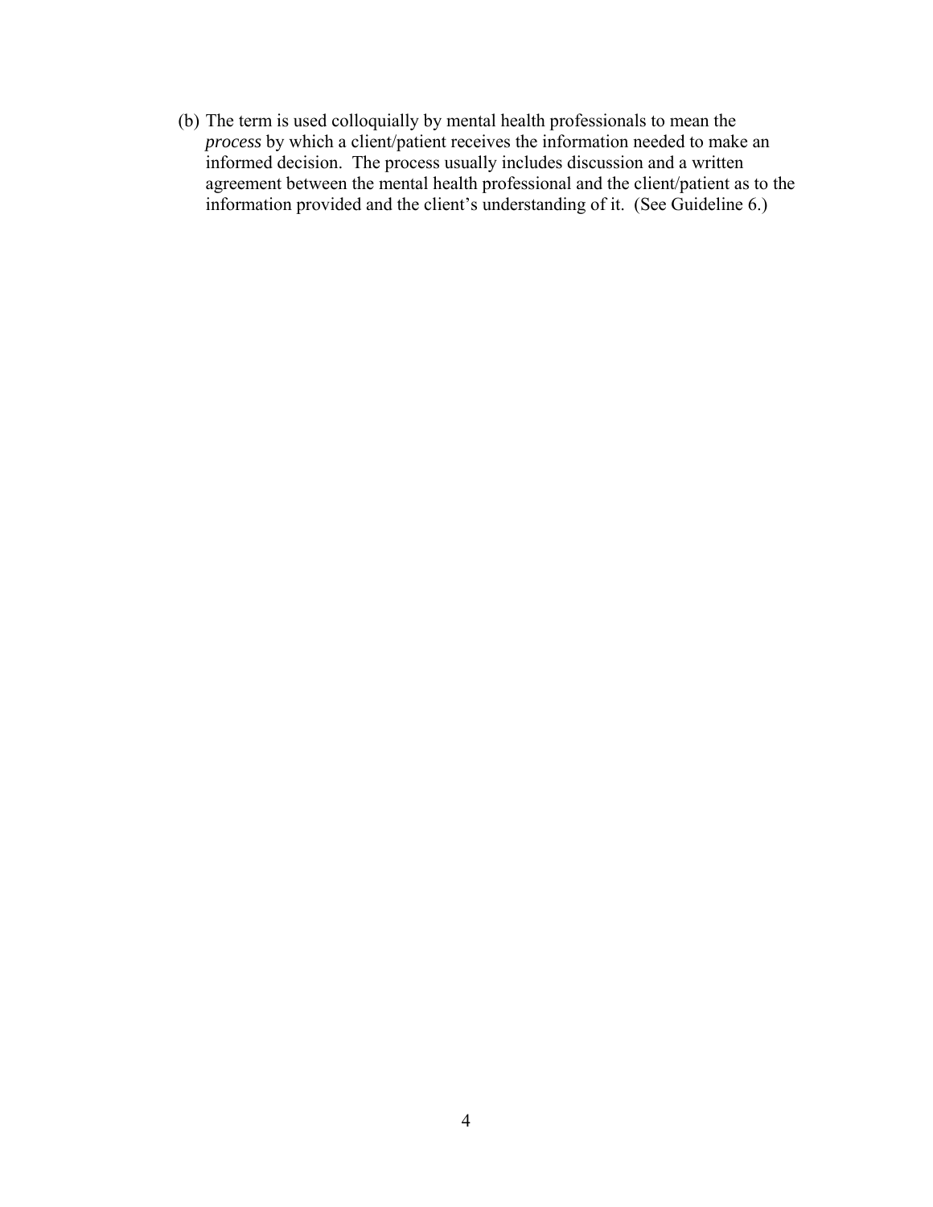(b) The term is used colloquially by mental health professionals to mean the *process* by which a client/patient receives the information needed to make an informed decision. The process usually includes discussion and a written agreement between the mental health professional and the client/patient as to the information provided and the client's understanding of it. (See Guideline 6.)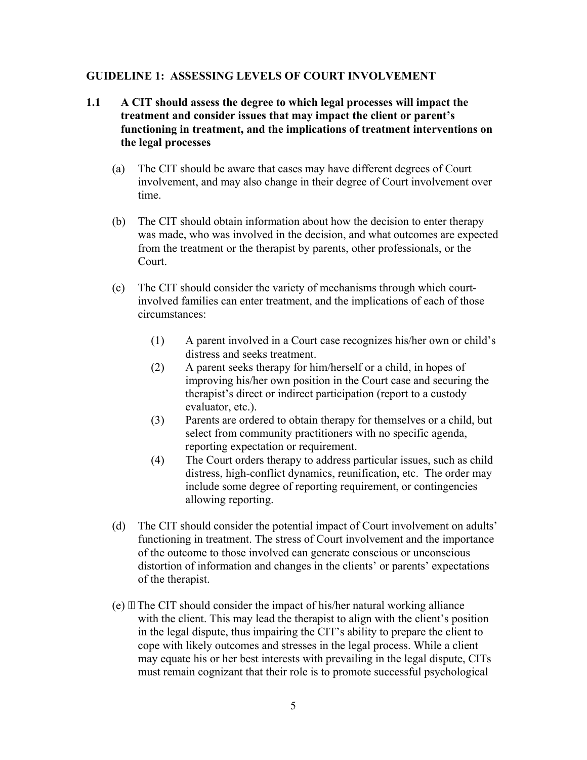## GUIDELINE 1: ASSESSING LEVELS OF COURT INVOLVEMENT

### 1.1 A CIT should assess the degree to which legal processes will impact the treatment and consider issues that may impact the client or parent's functioning in treatment, and the implications of treatment interventions on the legal processes

(a) The CIT should be aware that cases may have different degrees of Court involvement, and may also change in their degree of Court involvement over time.

(b) The CIT should obtain information about how the decision to enter therapy was made, who was involved in the decision, and what outcomes are expected from the treatment or the therapist by parents, other professionals, or the Court.

(c) The CIT should consider the variety of mechanisms through which court-involved families can enter treatment, and the implications of each of those circumstances:

(1) A parent involved in a Court case recognizes his/her own or child's distress and seeks treatment.

(2) A parent seeks therapy for him/herself or a child, in hopes of improving his/her own position in the Court case and securing the therapist's direct or indirect participation (report to a custody evaluator, etc.).

(3) Parents are ordered to obtain therapy for themselves or a child, but select from community practitioners with no specific agenda, reporting expectation or requirement.

(4) The Court orders therapy to address particular issues, such as child distress, high-conflict dynamics, reunification, etc. The order may include some degree of reporting requirement, or contingencies allowing reporting.

(d) The CIT should consider the potential impact of Court involvement on adults' functioning in treatment. The stress of Court involvement and the importance of the outcome to those involved can generate conscious or unconscious distortion of information and changes in the clients' or parents' expectations of the therapist.

(e) The CIT should consider the impact of his/her natural working alliance with the client. This may lead the therapist to align with the client's position in the legal dispute, thus impairing the CIT's ability to prepare the client to cope with likely outcomes and stresses in the legal process. While a client may equate his or her best interests with prevailing in the legal dispute, CITs must remain cognizant that their role is to promote successful psychological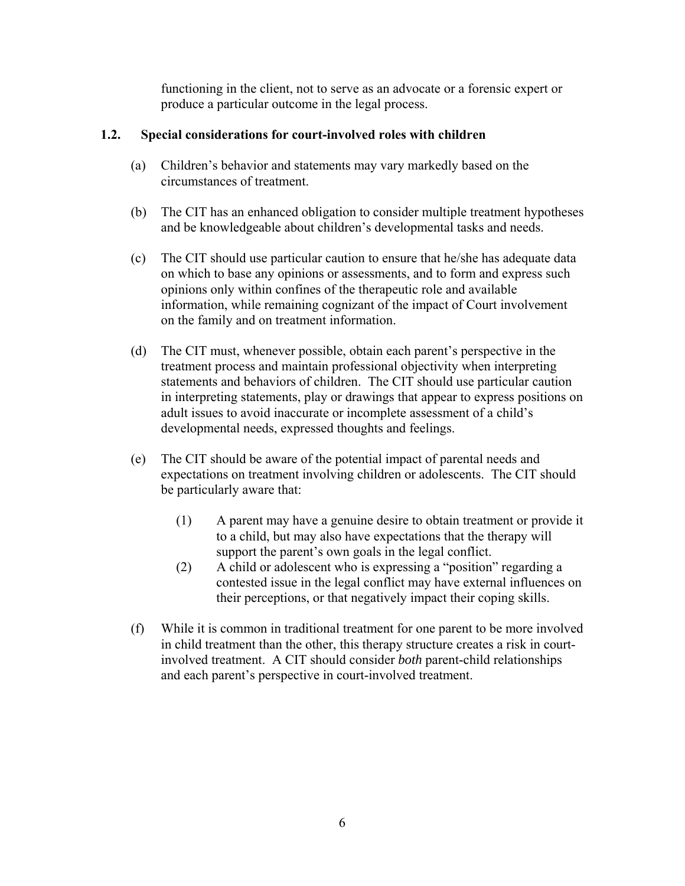functioning in the client, not to serve as an advocate or a forensic expert or produce a particular outcome in the legal process.

### 1.2. Special considerations for court-involved roles with children

(a) Children's behavior and statements may vary markedly based on the circumstances of treatment.

(b) The CIT has an enhanced obligation to consider multiple treatment hypotheses and be knowledgeable about children's developmental tasks and needs.

(c) The CIT should use particular caution to ensure that he/she has adequate data on which to base any opinions or assessments, and to form and express such opinions only within confines of the therapeutic role and available information, while remaining cognizant of the impact of Court involvement on the family and on treatment information.

(d) The CIT must, whenever possible, obtain each parent's perspective in the treatment process and maintain professional objectivity when interpreting statements and behaviors of children. The CIT should use particular caution in interpreting statements, play or drawings that appear to express positions on adult issues to avoid inaccurate or incomplete assessment of a child's developmental needs, expressed thoughts and feelings.

(e) The CIT should be aware of the potential impact of parental needs and expectations on treatment involving children or adolescents. The CIT should be particularly aware that:

   (1) A parent may have a genuine desire to obtain treatment or provide it to a child, but may also have expectations that the therapy will support the parent's own goals in the legal conflict.

   (2) A child or adolescent who is expressing a "position" regarding a contested issue in the legal conflict may have external influences on their perceptions, or that negatively impact their coping skills.

(f) While it is common in traditional treatment for one parent to be more involved in child treatment than the other, this therapy structure creates a risk in court-involved treatment. A CIT should consider *both* parent-child relationships and each parent's perspective in court-involved treatment.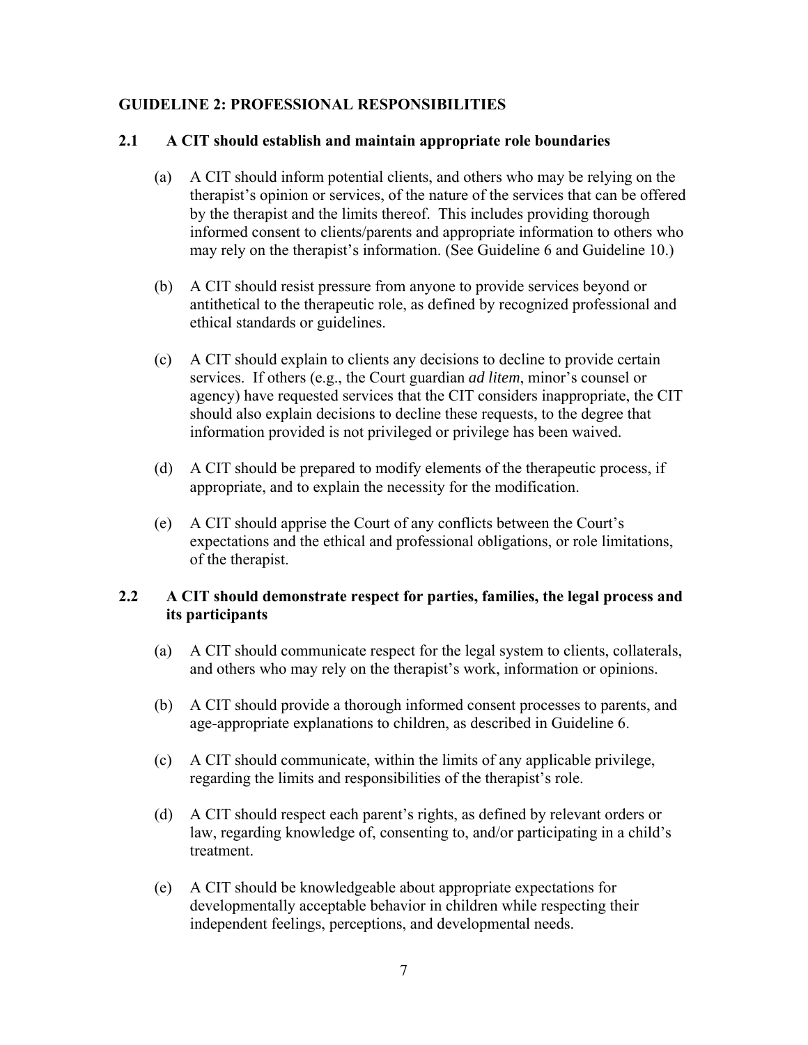## GUIDELINE 2: PROFESSIONAL RESPONSIBILITIES

### 2.1 A CIT should establish and maintain appropriate role boundaries

(a) A CIT should inform potential clients, and others who may be relying on the therapist's opinion or services, of the nature of the services that can be offered by the therapist and the limits thereof. This includes providing thorough informed consent to clients/parents and appropriate information to others who may rely on the therapist's information. (See Guideline 6 and Guideline 10.)

(b) A CIT should resist pressure from anyone to provide services beyond or antithetical to the therapeutic role, as defined by recognized professional and ethical standards or guidelines.

(c) A CIT should explain to clients any decisions to decline to provide certain services. If others (e.g., the Court guardian *ad litem*, minor's counsel or agency) have requested services that the CIT considers inappropriate, the CIT should also explain decisions to decline these requests, to the degree that information provided is not privileged or privilege has been waived.

(d) A CIT should be prepared to modify elements of the therapeutic process, if appropriate, and to explain the necessity for the modification.

(e) A CIT should apprise the Court of any conflicts between the Court's expectations and the ethical and professional obligations, or role limitations, of the therapist.

### 2.2 A CIT should demonstrate respect for parties, families, the legal process and its participants

(a) A CIT should communicate respect for the legal system to clients, collaterals, and others who may rely on the therapist's work, information or opinions.

(b) A CIT should provide a thorough informed consent processes to parents, and age-appropriate explanations to children, as described in Guideline 6.

(c) A CIT should communicate, within the limits of any applicable privilege, regarding the limits and responsibilities of the therapist's role.

(d) A CIT should respect each parent's rights, as defined by relevant orders or law, regarding knowledge of, consenting to, and/or participating in a child's treatment.

(e) A CIT should be knowledgeable about appropriate expectations for developmentally acceptable behavior in children while respecting their independent feelings, perceptions, and developmental needs.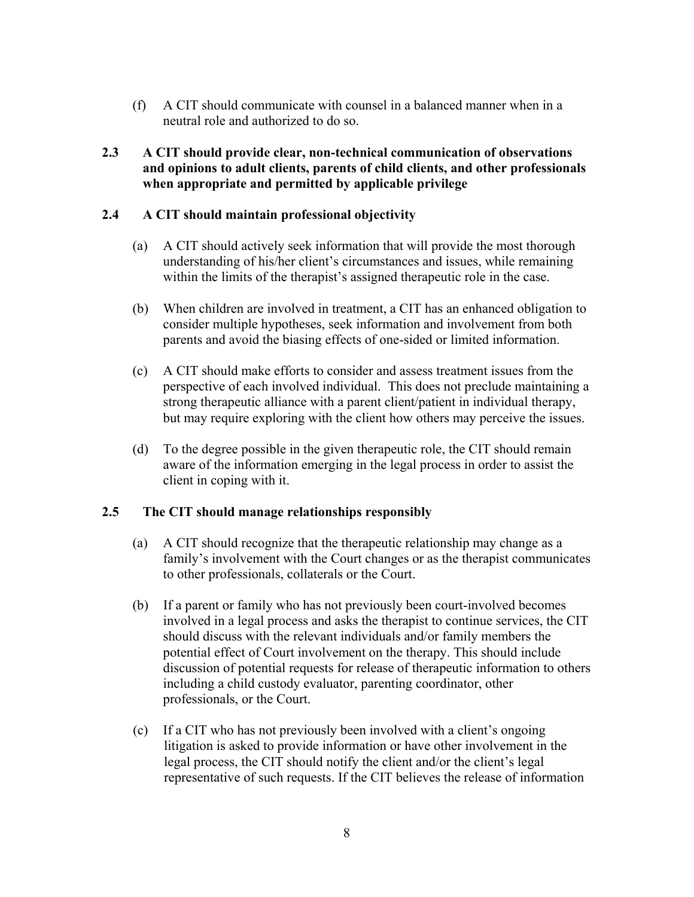(f) A CIT should communicate with counsel in a balanced manner when in a neutral role and authorized to do so.

### 2.3 A CIT should provide clear, non-technical communication of observations and opinions to adult clients, parents of child clients, and other professionals when appropriate and permitted by applicable privilege

### 2.4 A CIT should maintain professional objectivity

(a) A CIT should actively seek information that will provide the most thorough understanding of his/her client's circumstances and issues, while remaining within the limits of the therapist's assigned therapeutic role in the case.

(b) When children are involved in treatment, a CIT has an enhanced obligation to consider multiple hypotheses, seek information and involvement from both parents and avoid the biasing effects of one-sided or limited information.

(c) A CIT should make efforts to consider and assess treatment issues from the perspective of each involved individual. This does not preclude maintaining a strong therapeutic alliance with a parent client/patient in individual therapy, but may require exploring with the client how others may perceive the issues.

(d) To the degree possible in the given therapeutic role, the CIT should remain aware of the information emerging in the legal process in order to assist the client in coping with it.

### 2.5 The CIT should manage relationships responsibly

(a) A CIT should recognize that the therapeutic relationship may change as a family's involvement with the Court changes or as the therapist communicates to other professionals, collaterals or the Court.

(b) If a parent or family who has not previously been court-involved becomes involved in a legal process and asks the therapist to continue services, the CIT should discuss with the relevant individuals and/or family members the potential effect of Court involvement on the therapy. This should include discussion of potential requests for release of therapeutic information to others including a child custody evaluator, parenting coordinator, other professionals, or the Court.

(c) If a CIT who has not previously been involved with a client's ongoing litigation is asked to provide information or have other involvement in the legal process, the CIT should notify the client and/or the client's legal representative of such requests. If the CIT believes the release of information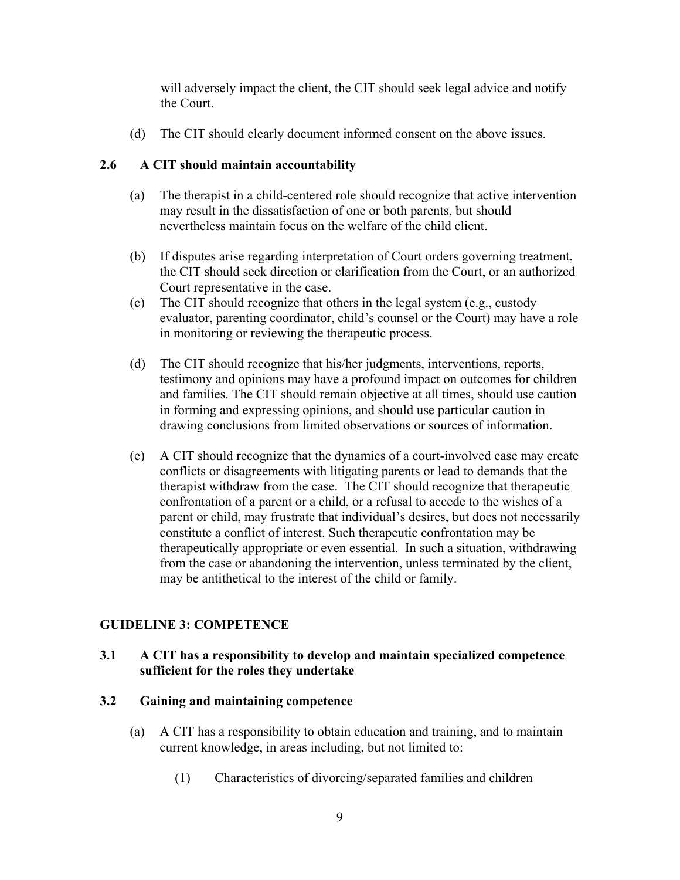will adversely impact the client, the CIT should seek legal advice and notify the Court.

(d) The CIT should clearly document informed consent on the above issues.

### 2.6 A CIT should maintain accountability

(a) The therapist in a child-centered role should recognize that active intervention may result in the dissatisfaction of one or both parents, but should nevertheless maintain focus on the welfare of the child client.

(b) If disputes arise regarding interpretation of Court orders governing treatment, the CIT should seek direction or clarification from the Court, or an authorized Court representative in the case.

(c) The CIT should recognize that others in the legal system (e.g., custody evaluator, parenting coordinator, child's counsel or the Court) may have a role in monitoring or reviewing the therapeutic process.

(d) The CIT should recognize that his/her judgments, interventions, reports, testimony and opinions may have a profound impact on outcomes for children and families. The CIT should remain objective at all times, should use caution in forming and expressing opinions, and should use particular caution in drawing conclusions from limited observations or sources of information.

(e) A CIT should recognize that the dynamics of a court-involved case may create conflicts or disagreements with litigating parents or lead to demands that the therapist withdraw from the case. The CIT should recognize that therapeutic confrontation of a parent or a child, or a refusal to accede to the wishes of a parent or child, may frustrate that individual's desires, but does not necessarily constitute a conflict of interest. Such therapeutic confrontation may be therapeutically appropriate or even essential. In such a situation, withdrawing from the case or abandoning the intervention, unless terminated by the client, may be antithetical to the interest of the child or family.

## GUIDELINE 3: COMPETENCE

### 3.1 A CIT has a responsibility to develop and maintain specialized competence sufficient for the roles they undertake

### 3.2 Gaining and maintaining competence

(a) A CIT has a responsibility to obtain education and training, and to maintain current knowledge, in areas including, but not limited to:

(1) Characteristics of divorcing/separated families and children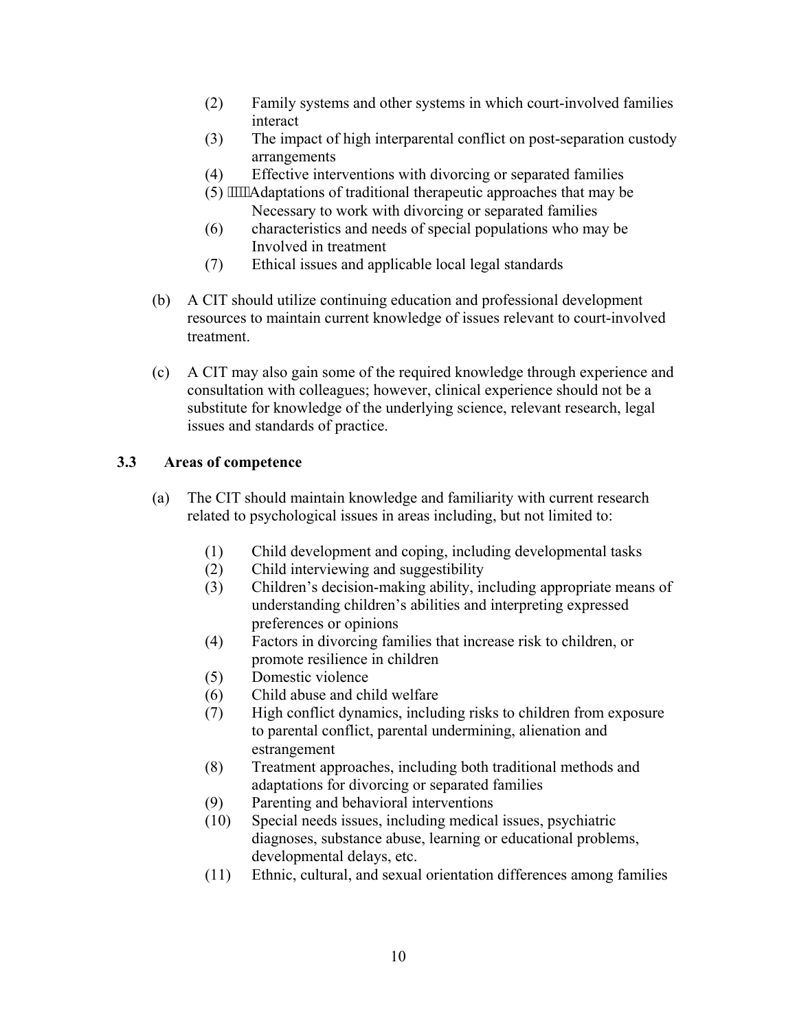(2) Family systems and other systems in which court-involved families interact
(3) The impact of high interparental conflict on post-separation custody arrangements
(4) Effective interventions with divorcing or separated families
(5) Adaptations of traditional therapeutic approaches that may be Necessary to work with divorcing or separated families
(6) characteristics and needs of special populations who may be Involved in treatment
(7) Ethical issues and applicable local legal standards

(b) A CIT should utilize continuing education and professional development resources to maintain current knowledge of issues relevant to court-involved treatment.

(c) A CIT may also gain some of the required knowledge through experience and consultation with colleagues; however, clinical experience should not be a substitute for knowledge of the underlying science, relevant research, legal issues and standards of practice.

### 3.3 Areas of competence

(a) The CIT should maintain knowledge and familiarity with current research related to psychological issues in areas including, but not limited to:

(1) Child development and coping, including developmental tasks
(2) Child interviewing and suggestibility
(3) Children's decision-making ability, including appropriate means of understanding children's abilities and interpreting expressed preferences or opinions
(4) Factors in divorcing families that increase risk to children, or promote resilience in children
(5) Domestic violence
(6) Child abuse and child welfare
(7) High conflict dynamics, including risks to children from exposure to parental conflict, parental undermining, alienation and estrangement
(8) Treatment approaches, including both traditional methods and adaptations for divorcing or separated families
(9) Parenting and behavioral interventions
(10) Special needs issues, including medical issues, psychiatric diagnoses, substance abuse, learning or educational problems, developmental delays, etc.
(11) Ethnic, cultural, and sexual orientation differences among families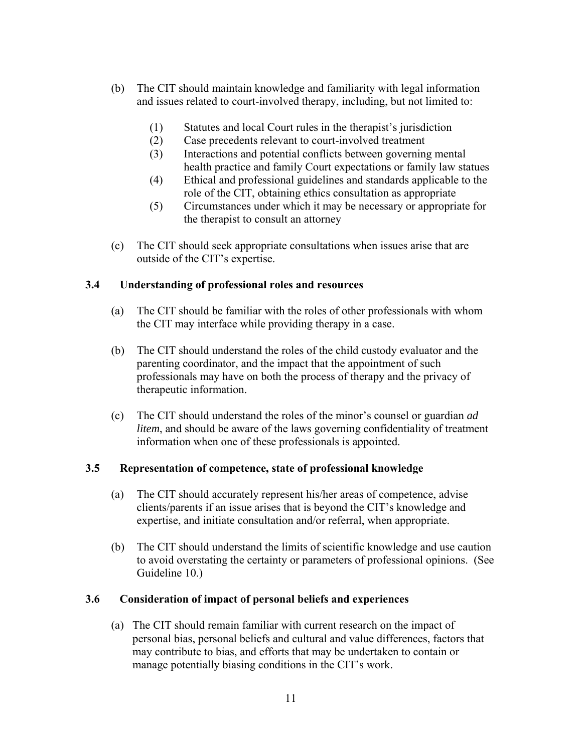(b) The CIT should maintain knowledge and familiarity with legal information and issues related to court-involved therapy, including, but not limited to:

  (1) Statutes and local Court rules in the therapist's jurisdiction
  (2) Case precedents relevant to court-involved treatment
  (3) Interactions and potential conflicts between governing mental health practice and family Court expectations or family law statues
  (4) Ethical and professional guidelines and standards applicable to the role of the CIT, obtaining ethics consultation as appropriate
  (5) Circumstances under which it may be necessary or appropriate for the therapist to consult an attorney

(c) The CIT should seek appropriate consultations when issues arise that are outside of the CIT's expertise.

### 3.4 Understanding of professional roles and resources

(a) The CIT should be familiar with the roles of other professionals with whom the CIT may interface while providing therapy in a case.

(b) The CIT should understand the roles of the child custody evaluator and the parenting coordinator, and the impact that the appointment of such professionals may have on both the process of therapy and the privacy of therapeutic information.

(c) The CIT should understand the roles of the minor's counsel or guardian *ad litem*, and should be aware of the laws governing confidentiality of treatment information when one of these professionals is appointed.

### 3.5 Representation of competence, state of professional knowledge

(a) The CIT should accurately represent his/her areas of competence, advise clients/parents if an issue arises that is beyond the CIT's knowledge and expertise, and initiate consultation and/or referral, when appropriate.

(b) The CIT should understand the limits of scientific knowledge and use caution to avoid overstating the certainty or parameters of professional opinions. (See Guideline 10.)

### 3.6 Consideration of impact of personal beliefs and experiences

(a) The CIT should remain familiar with current research on the impact of personal bias, personal beliefs and cultural and value differences, factors that may contribute to bias, and efforts that may be undertaken to contain or manage potentially biasing conditions in the CIT's work.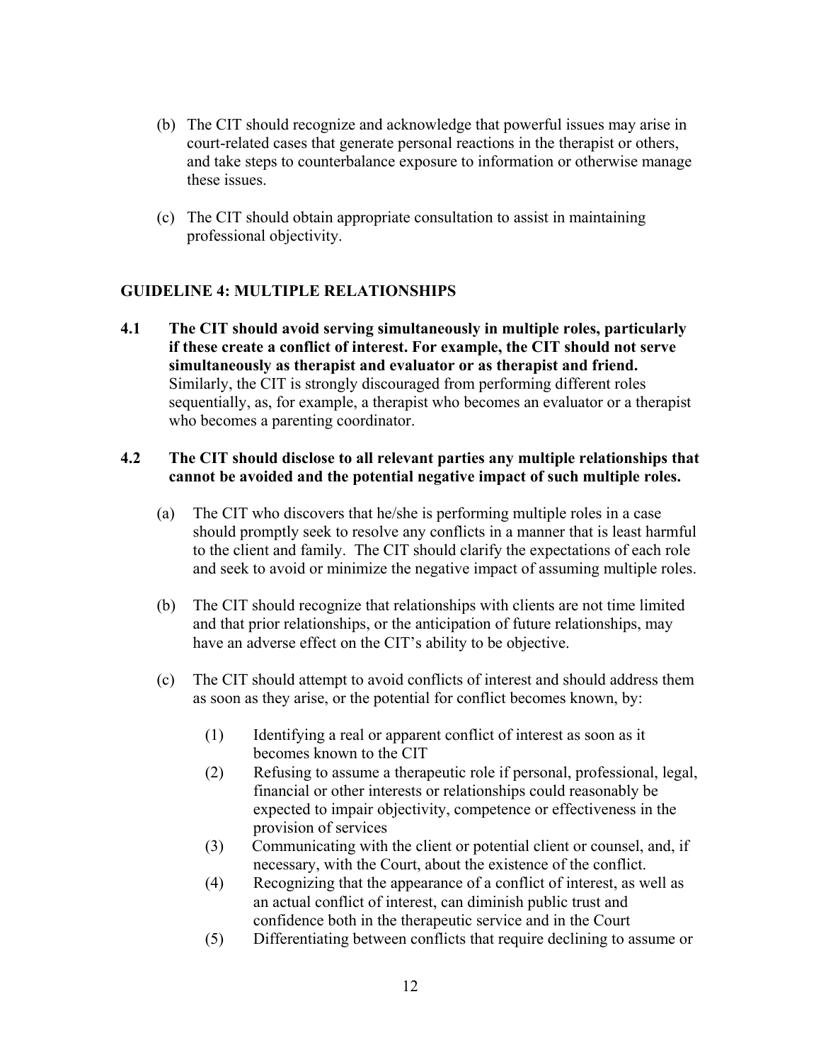(b) The CIT should recognize and acknowledge that powerful issues may arise in court-related cases that generate personal reactions in the therapist or others, and take steps to counterbalance exposure to information or otherwise manage these issues.

(c) The CIT should obtain appropriate consultation to assist in maintaining professional objectivity.

## GUIDELINE 4: MULTIPLE RELATIONSHIPS

**4.1 The CIT should avoid serving simultaneously in multiple roles, particularly if these create a conflict of interest. For example, the CIT should not serve simultaneously as therapist and evaluator or as therapist and friend.** Similarly, the CIT is strongly discouraged from performing different roles sequentially, as, for example, a therapist who becomes an evaluator or a therapist who becomes a parenting coordinator.

**4.2 The CIT should disclose to all relevant parties any multiple relationships that cannot be avoided and the potential negative impact of such multiple roles.**

(a) The CIT who discovers that he/she is performing multiple roles in a case should promptly seek to resolve any conflicts in a manner that is least harmful to the client and family. The CIT should clarify the expectations of each role and seek to avoid or minimize the negative impact of assuming multiple roles.

(b) The CIT should recognize that relationships with clients are not time limited and that prior relationships, or the anticipation of future relationships, may have an adverse effect on the CIT's ability to be objective.

(c) The CIT should attempt to avoid conflicts of interest and should address them as soon as they arise, or the potential for conflict becomes known, by:

(1) Identifying a real or apparent conflict of interest as soon as it becomes known to the CIT

(2) Refusing to assume a therapeutic role if personal, professional, legal, financial or other interests or relationships could reasonably be expected to impair objectivity, competence or effectiveness in the provision of services

(3) Communicating with the client or potential client or counsel, and, if necessary, with the Court, about the existence of the conflict.

(4) Recognizing that the appearance of a conflict of interest, as well as an actual conflict of interest, can diminish public trust and confidence both in the therapeutic service and in the Court

(5) Differentiating between conflicts that require declining to assume or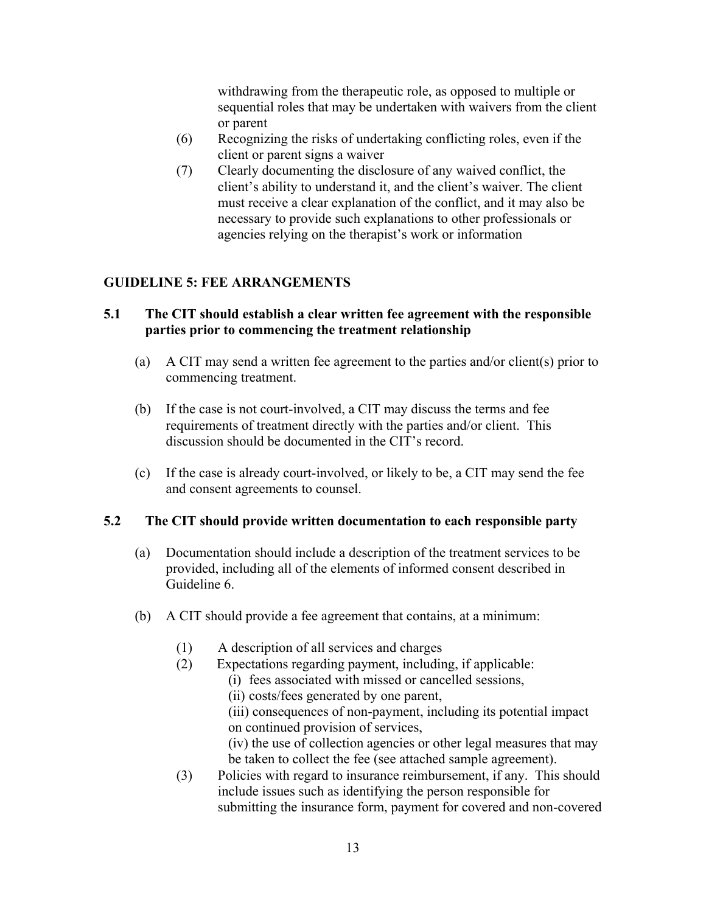withdrawing from the therapeutic role, as opposed to multiple or sequential roles that may be undertaken with waivers from the client or parent

(6) Recognizing the risks of undertaking conflicting roles, even if the client or parent signs a waiver

(7) Clearly documenting the disclosure of any waived conflict, the client's ability to understand it, and the client's waiver. The client must receive a clear explanation of the conflict, and it may also be necessary to provide such explanations to other professionals or agencies relying on the therapist's work or information

## GUIDELINE 5: FEE ARRANGEMENTS

### 5.1 The CIT should establish a clear written fee agreement with the responsible parties prior to commencing the treatment relationship

(a) A CIT may send a written fee agreement to the parties and/or client(s) prior to commencing treatment.

(b) If the case is not court-involved, a CIT may discuss the terms and fee requirements of treatment directly with the parties and/or client. This discussion should be documented in the CIT's record.

(c) If the case is already court-involved, or likely to be, a CIT may send the fee and consent agreements to counsel.

### 5.2 The CIT should provide written documentation to each responsible party

(a) Documentation should include a description of the treatment services to be provided, including all of the elements of informed consent described in Guideline 6.

(b) A CIT should provide a fee agreement that contains, at a minimum:

(1) A description of all services and charges

(2) Expectations regarding payment, including, if applicable:
   (i) fees associated with missed or cancelled sessions,
   (ii) costs/fees generated by one parent,
   (iii) consequences of non-payment, including its potential impact on continued provision of services,
   (iv) the use of collection agencies or other legal measures that may be taken to collect the fee (see attached sample agreement).

(3) Policies with regard to insurance reimbursement, if any. This should include issues such as identifying the person responsible for submitting the insurance form, payment for covered and non-covered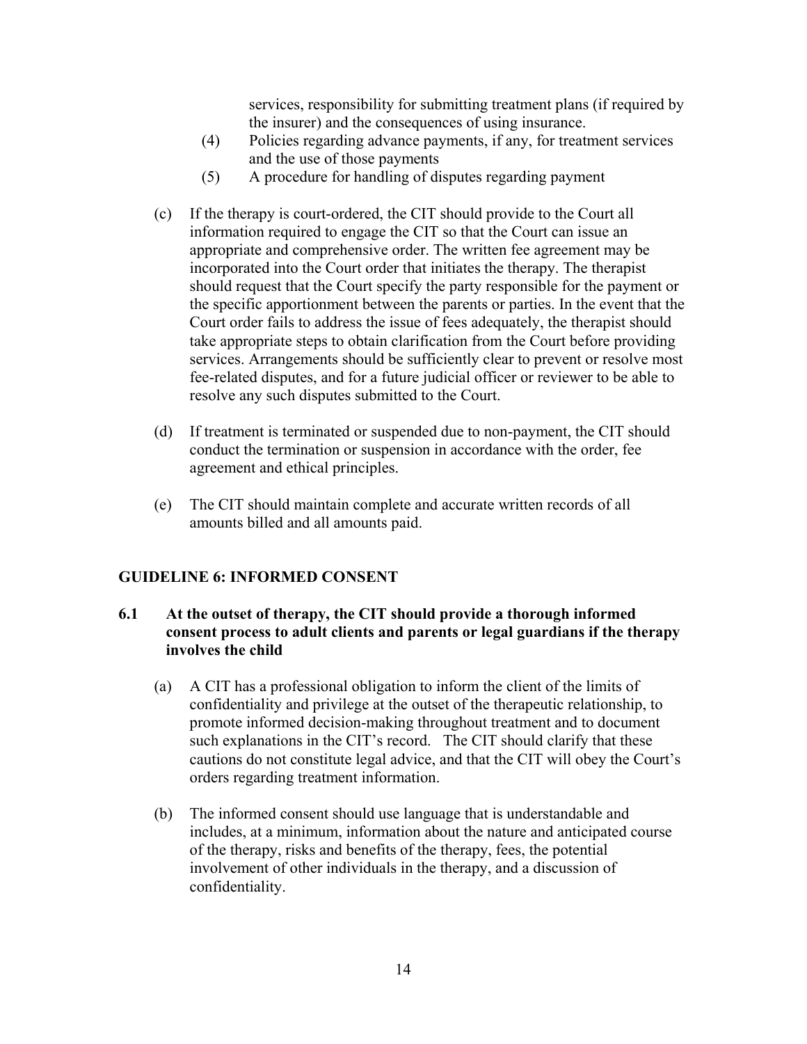services, responsibility for submitting treatment plans (if required by the insurer) and the consequences of using insurance.

(4) Policies regarding advance payments, if any, for treatment services and the use of those payments

(5) A procedure for handling of disputes regarding payment

(c) If the therapy is court-ordered, the CIT should provide to the Court all information required to engage the CIT so that the Court can issue an appropriate and comprehensive order. The written fee agreement may be incorporated into the Court order that initiates the therapy. The therapist should request that the Court specify the party responsible for the payment or the specific apportionment between the parents or parties. In the event that the Court order fails to address the issue of fees adequately, the therapist should take appropriate steps to obtain clarification from the Court before providing services. Arrangements should be sufficiently clear to prevent or resolve most fee-related disputes, and for a future judicial officer or reviewer to be able to resolve any such disputes submitted to the Court.

(d) If treatment is terminated or suspended due to non-payment, the CIT should conduct the termination or suspension in accordance with the order, fee agreement and ethical principles.

(e) The CIT should maintain complete and accurate written records of all amounts billed and all amounts paid.

## GUIDELINE 6: INFORMED CONSENT

### 6.1 At the outset of therapy, the CIT should provide a thorough informed consent process to adult clients and parents or legal guardians if the therapy involves the child

(a) A CIT has a professional obligation to inform the client of the limits of confidentiality and privilege at the outset of the therapeutic relationship, to promote informed decision-making throughout treatment and to document such explanations in the CIT's record. The CIT should clarify that these cautions do not constitute legal advice, and that the CIT will obey the Court's orders regarding treatment information.

(b) The informed consent should use language that is understandable and includes, at a minimum, information about the nature and anticipated course of the therapy, risks and benefits of the therapy, fees, the potential involvement of other individuals in the therapy, and a discussion of confidentiality.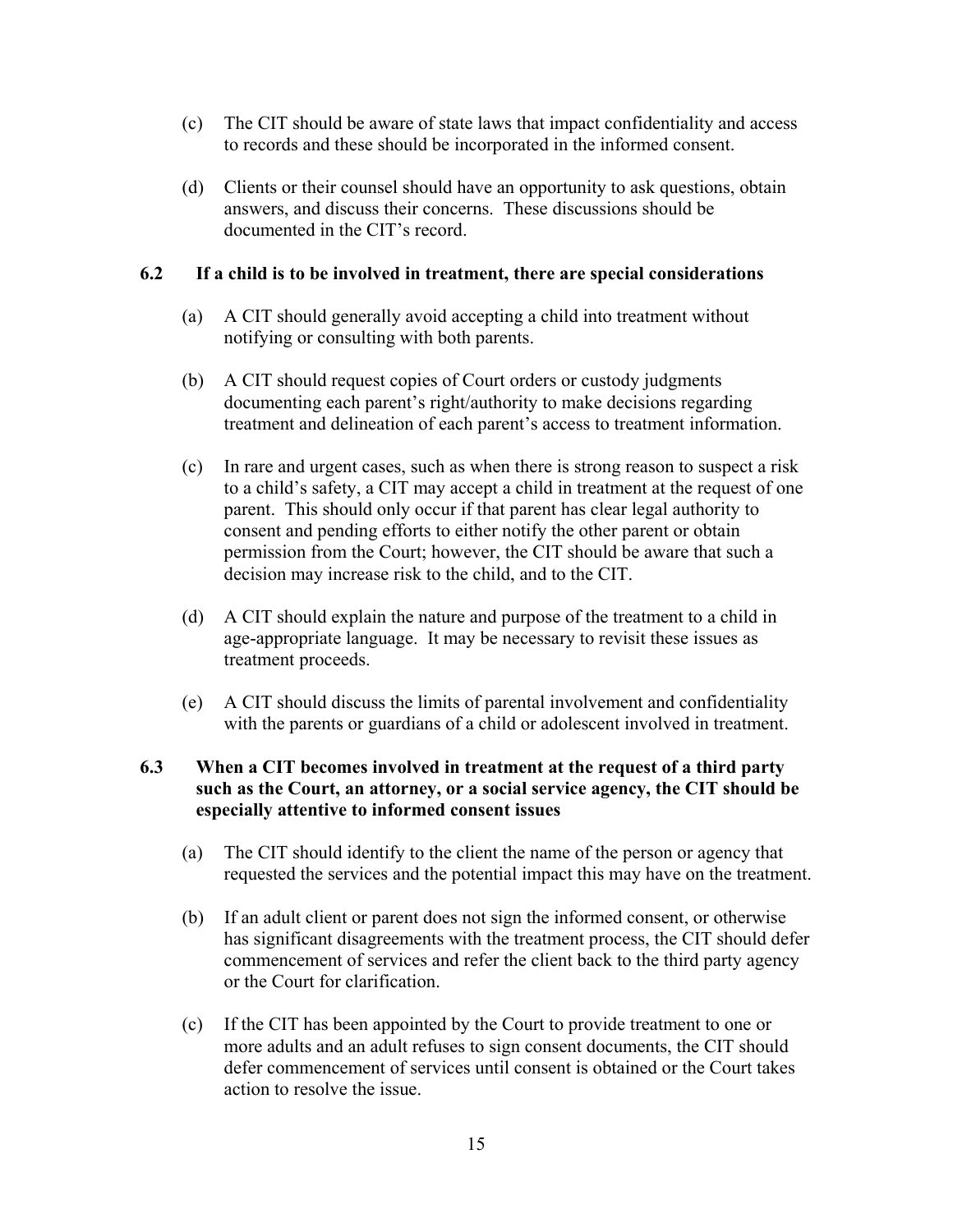(c) The CIT should be aware of state laws that impact confidentiality and access to records and these should be incorporated in the informed consent.

(d) Clients or their counsel should have an opportunity to ask questions, obtain answers, and discuss their concerns. These discussions should be documented in the CIT's record.

### 6.2 If a child is to be involved in treatment, there are special considerations

(a) A CIT should generally avoid accepting a child into treatment without notifying or consulting with both parents.

(b) A CIT should request copies of Court orders or custody judgments documenting each parent's right/authority to make decisions regarding treatment and delineation of each parent's access to treatment information.

(c) In rare and urgent cases, such as when there is strong reason to suspect a risk to a child's safety, a CIT may accept a child in treatment at the request of one parent. This should only occur if that parent has clear legal authority to consent and pending efforts to either notify the other parent or obtain permission from the Court; however, the CIT should be aware that such a decision may increase risk to the child, and to the CIT.

(d) A CIT should explain the nature and purpose of the treatment to a child in age-appropriate language. It may be necessary to revisit these issues as treatment proceeds.

(e) A CIT should discuss the limits of parental involvement and confidentiality with the parents or guardians of a child or adolescent involved in treatment.

### 6.3 When a CIT becomes involved in treatment at the request of a third party such as the Court, an attorney, or a social service agency, the CIT should be especially attentive to informed consent issues

(a) The CIT should identify to the client the name of the person or agency that requested the services and the potential impact this may have on the treatment.

(b) If an adult client or parent does not sign the informed consent, or otherwise has significant disagreements with the treatment process, the CIT should defer commencement of services and refer the client back to the third party agency or the Court for clarification.

(c) If the CIT has been appointed by the Court to provide treatment to one or more adults and an adult refuses to sign consent documents, the CIT should defer commencement of services until consent is obtained or the Court takes action to resolve the issue.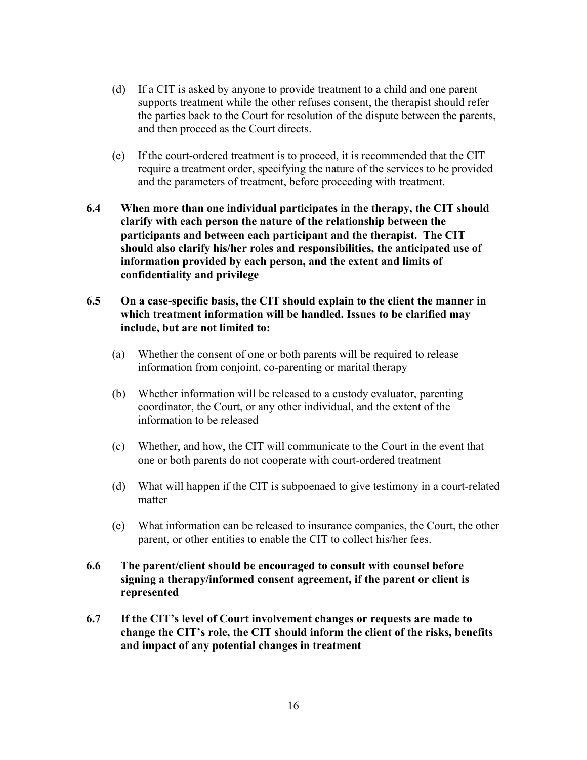(d) If a CIT is asked by anyone to provide treatment to a child and one parent supports treatment while the other refuses consent, the therapist should refer the parties back to the Court for resolution of the dispute between the parents, and then proceed as the Court directs.

(e) If the court-ordered treatment is to proceed, it is recommended that the CIT require a treatment order, specifying the nature of the services to be provided and the parameters of treatment, before proceeding with treatment.

**6.4 When more than one individual participates in the therapy, the CIT should clarify with each person the nature of the relationship between the participants and between each participant and the therapist. The CIT should also clarify his/her roles and responsibilities, the anticipated use of information provided by each person, and the extent and limits of confidentiality and privilege**

**6.5 On a case-specific basis, the CIT should explain to the client the manner in which treatment information will be handled. Issues to be clarified may include, but are not limited to:**

(a) Whether the consent of one or both parents will be required to release information from conjoint, co-parenting or marital therapy

(b) Whether information will be released to a custody evaluator, parenting coordinator, the Court, or any other individual, and the extent of the information to be released

(c) Whether, and how, the CIT will communicate to the Court in the event that one or both parents do not cooperate with court-ordered treatment

(d) What will happen if the CIT is subpoenaed to give testimony in a court-related matter

(e) What information can be released to insurance companies, the Court, the other parent, or other entities to enable the CIT to collect his/her fees.

**6.6 The parent/client should be encouraged to consult with counsel before signing a therapy/informed consent agreement, if the parent or client is represented**

**6.7 If the CIT's level of Court involvement changes or requests are made to change the CIT's role, the CIT should inform the client of the risks, benefits and impact of any potential changes in treatment**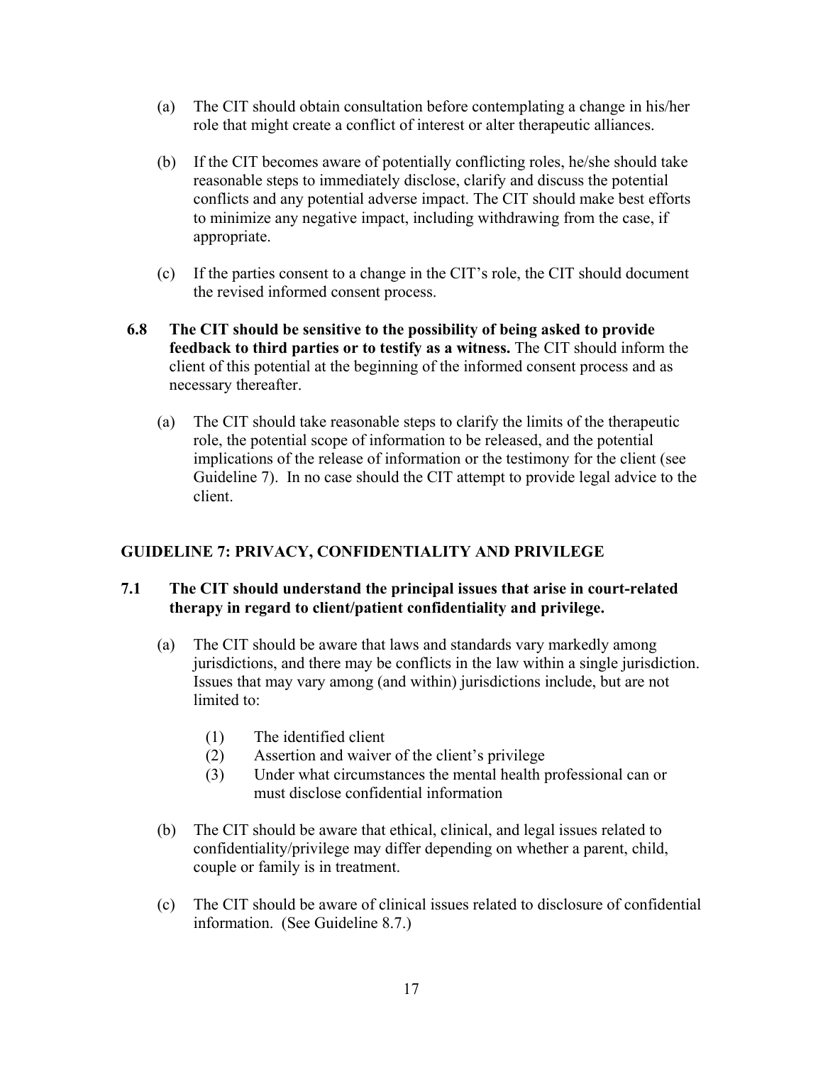(a) The CIT should obtain consultation before contemplating a change in his/her role that might create a conflict of interest or alter therapeutic alliances.

(b) If the CIT becomes aware of potentially conflicting roles, he/she should take reasonable steps to immediately disclose, clarify and discuss the potential conflicts and any potential adverse impact. The CIT should make best efforts to minimize any negative impact, including withdrawing from the case, if appropriate.

(c) If the parties consent to a change in the CIT's role, the CIT should document the revised informed consent process.

**6.8 The CIT should be sensitive to the possibility of being asked to provide feedback to third parties or to testify as a witness.** The CIT should inform the client of this potential at the beginning of the informed consent process and as necessary thereafter.

(a) The CIT should take reasonable steps to clarify the limits of the therapeutic role, the potential scope of information to be released, and the potential implications of the release of information or the testimony for the client (see Guideline 7). In no case should the CIT attempt to provide legal advice to the client.

## GUIDELINE 7: PRIVACY, CONFIDENTIALITY AND PRIVILEGE

**7.1 The CIT should understand the principal issues that arise in court-related therapy in regard to client/patient confidentiality and privilege.**

(a) The CIT should be aware that laws and standards vary markedly among jurisdictions, and there may be conflicts in the law within a single jurisdiction. Issues that may vary among (and within) jurisdictions include, but are not limited to:

(1) The identified client
(2) Assertion and waiver of the client's privilege
(3) Under what circumstances the mental health professional can or must disclose confidential information

(b) The CIT should be aware that ethical, clinical, and legal issues related to confidentiality/privilege may differ depending on whether a parent, child, couple or family is in treatment.

(c) The CIT should be aware of clinical issues related to disclosure of confidential information. (See Guideline 8.7.)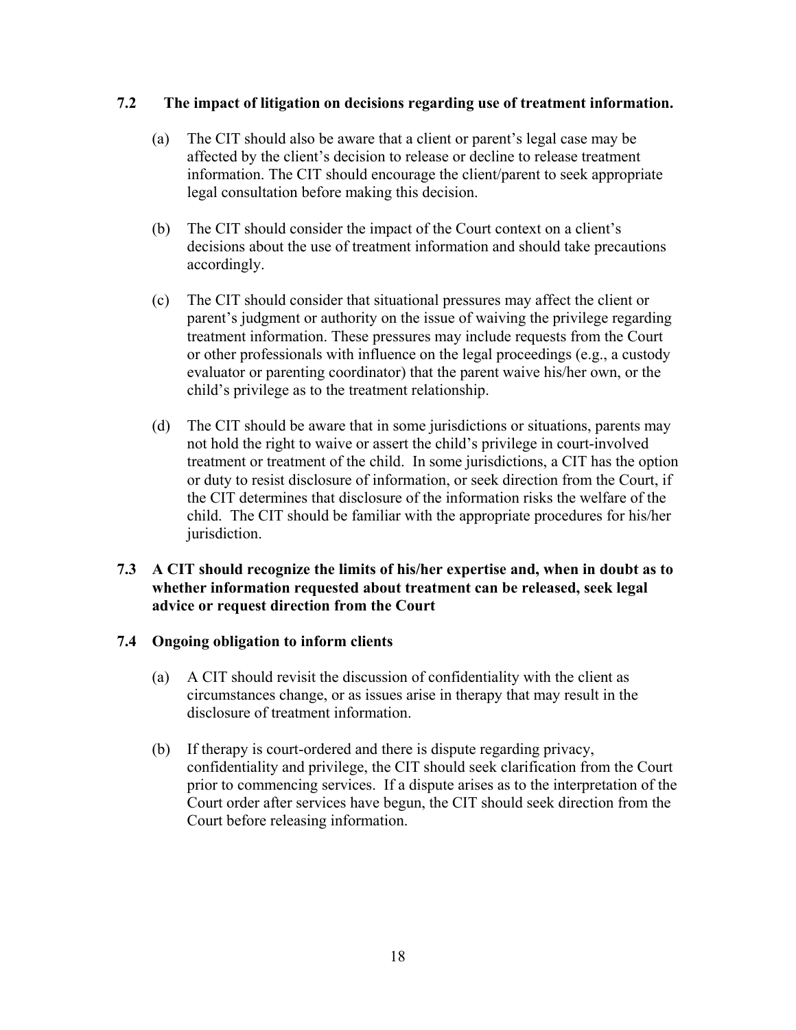### 7.2 The impact of litigation on decisions regarding use of treatment information.

(a) The CIT should also be aware that a client or parent's legal case may be affected by the client's decision to release or decline to release treatment information. The CIT should encourage the client/parent to seek appropriate legal consultation before making this decision.

(b) The CIT should consider the impact of the Court context on a client's decisions about the use of treatment information and should take precautions accordingly.

(c) The CIT should consider that situational pressures may affect the client or parent's judgment or authority on the issue of waiving the privilege regarding treatment information. These pressures may include requests from the Court or other professionals with influence on the legal proceedings (e.g., a custody evaluator or parenting coordinator) that the parent waive his/her own, or the child's privilege as to the treatment relationship.

(d) The CIT should be aware that in some jurisdictions or situations, parents may not hold the right to waive or assert the child's privilege in court-involved treatment or treatment of the child. In some jurisdictions, a CIT has the option or duty to resist disclosure of information, or seek direction from the Court, if the CIT determines that disclosure of the information risks the welfare of the child. The CIT should be familiar with the appropriate procedures for his/her jurisdiction.

### 7.3 A CIT should recognize the limits of his/her expertise and, when in doubt as to whether information requested about treatment can be released, seek legal advice or request direction from the Court

### 7.4 Ongoing obligation to inform clients

(a) A CIT should revisit the discussion of confidentiality with the client as circumstances change, or as issues arise in therapy that may result in the disclosure of treatment information.

(b) If therapy is court-ordered and there is dispute regarding privacy, confidentiality and privilege, the CIT should seek clarification from the Court prior to commencing services. If a dispute arises as to the interpretation of the Court order after services have begun, the CIT should seek direction from the Court before releasing information.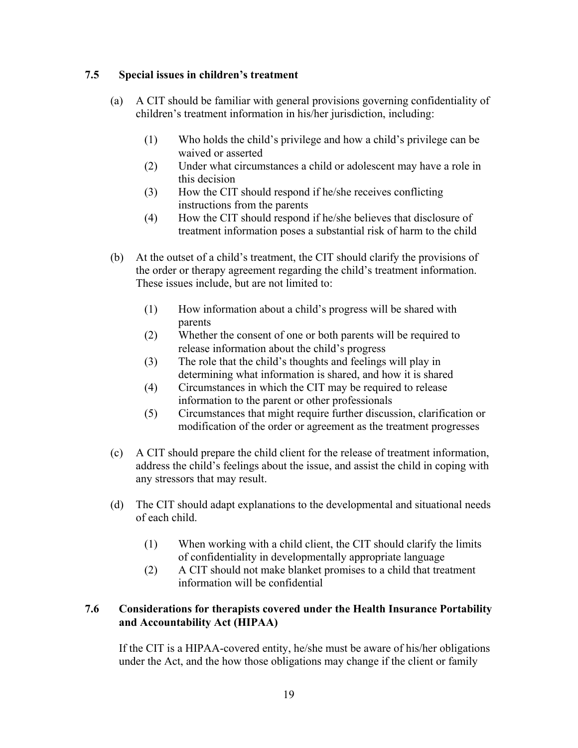### 7.5 Special issues in children's treatment

(a) A CIT should be familiar with general provisions governing confidentiality of children's treatment information in his/her jurisdiction, including:

(1) Who holds the child's privilege and how a child's privilege can be waived or asserted
(2) Under what circumstances a child or adolescent may have a role in this decision
(3) How the CIT should respond if he/she receives conflicting instructions from the parents
(4) How the CIT should respond if he/she believes that disclosure of treatment information poses a substantial risk of harm to the child

(b) At the outset of a child's treatment, the CIT should clarify the provisions of the order or therapy agreement regarding the child's treatment information. These issues include, but are not limited to:

(1) How information about a child's progress will be shared with parents
(2) Whether the consent of one or both parents will be required to release information about the child's progress
(3) The role that the child's thoughts and feelings will play in determining what information is shared, and how it is shared
(4) Circumstances in which the CIT may be required to release information to the parent or other professionals
(5) Circumstances that might require further discussion, clarification or modification of the order or agreement as the treatment progresses

(c) A CIT should prepare the child client for the release of treatment information, address the child's feelings about the issue, and assist the child in coping with any stressors that may result.

(d) The CIT should adapt explanations to the developmental and situational needs of each child.

(1) When working with a child client, the CIT should clarify the limits of confidentiality in developmentally appropriate language
(2) A CIT should not make blanket promises to a child that treatment information will be confidential

### 7.6 Considerations for therapists covered under the Health Insurance Portability and Accountability Act (HIPAA)

If the CIT is a HIPAA-covered entity, he/she must be aware of his/her obligations under the Act, and the how those obligations may change if the client or family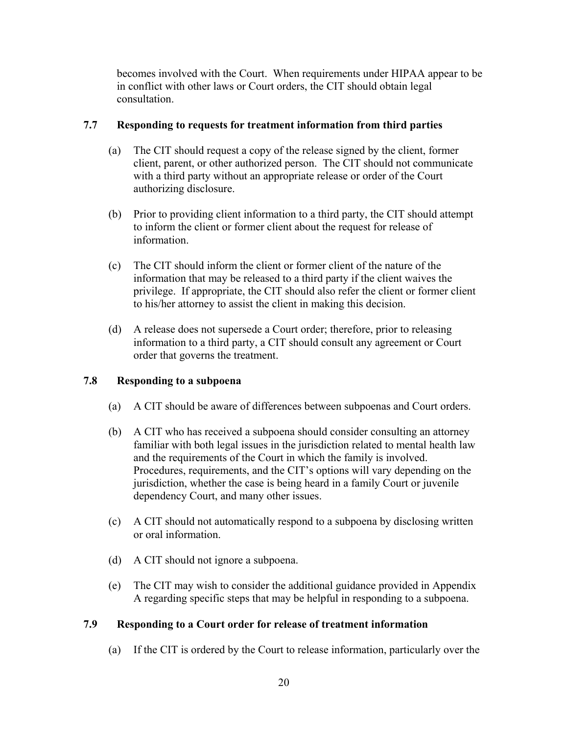becomes involved with the Court. When requirements under HIPAA appear to be in conflict with other laws or Court orders, the CIT should obtain legal consultation.

### 7.7 Responding to requests for treatment information from third parties

(a) The CIT should request a copy of the release signed by the client, former client, parent, or other authorized person. The CIT should not communicate with a third party without an appropriate release or order of the Court authorizing disclosure.

(b) Prior to providing client information to a third party, the CIT should attempt to inform the client or former client about the request for release of information.

(c) The CIT should inform the client or former client of the nature of the information that may be released to a third party if the client waives the privilege. If appropriate, the CIT should also refer the client or former client to his/her attorney to assist the client in making this decision.

(d) A release does not supersede a Court order; therefore, prior to releasing information to a third party, a CIT should consult any agreement or Court order that governs the treatment.

### 7.8 Responding to a subpoena

(a) A CIT should be aware of differences between subpoenas and Court orders.

(b) A CIT who has received a subpoena should consider consulting an attorney familiar with both legal issues in the jurisdiction related to mental health law and the requirements of the Court in which the family is involved. Procedures, requirements, and the CIT's options will vary depending on the jurisdiction, whether the case is being heard in a family Court or juvenile dependency Court, and many other issues.

(c) A CIT should not automatically respond to a subpoena by disclosing written or oral information.

(d) A CIT should not ignore a subpoena.

(e) The CIT may wish to consider the additional guidance provided in Appendix A regarding specific steps that may be helpful in responding to a subpoena.

### 7.9 Responding to a Court order for release of treatment information

(a) If the CIT is ordered by the Court to release information, particularly over the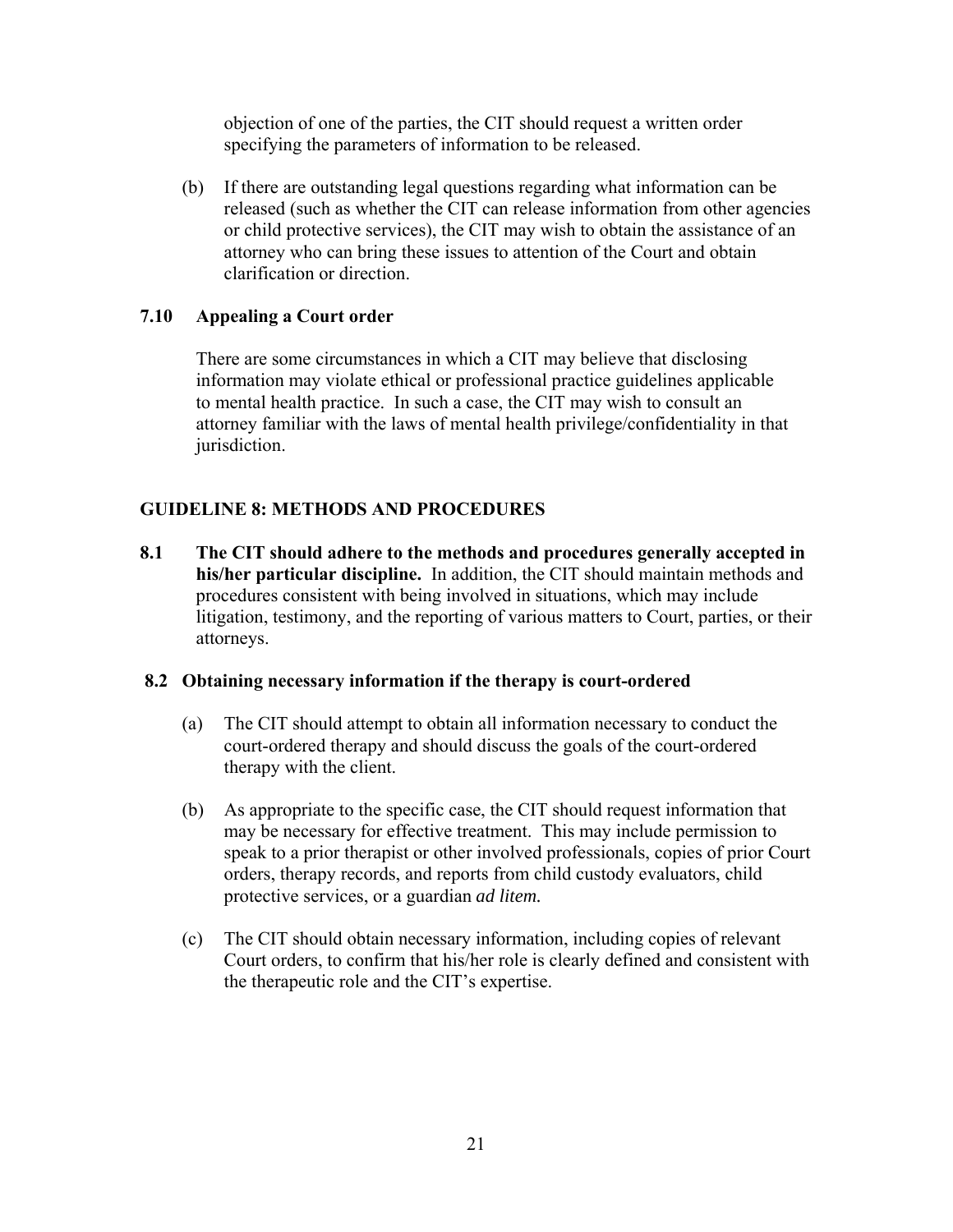objection of one of the parties, the CIT should request a written order specifying the parameters of information to be released.

(b) If there are outstanding legal questions regarding what information can be released (such as whether the CIT can release information from other agencies or child protective services), the CIT may wish to obtain the assistance of an attorney who can bring these issues to attention of the Court and obtain clarification or direction.

### 7.10 Appealing a Court order

There are some circumstances in which a CIT may believe that disclosing information may violate ethical or professional practice guidelines applicable to mental health practice. In such a case, the CIT may wish to consult an attorney familiar with the laws of mental health privilege/confidentiality in that jurisdiction.

## GUIDELINE 8: METHODS AND PROCEDURES

**8.1 The CIT should adhere to the methods and procedures generally accepted in his/her particular discipline.** In addition, the CIT should maintain methods and procedures consistent with being involved in situations, which may include litigation, testimony, and the reporting of various matters to Court, parties, or their attorneys.

### 8.2 Obtaining necessary information if the therapy is court-ordered

(a) The CIT should attempt to obtain all information necessary to conduct the court-ordered therapy and should discuss the goals of the court-ordered therapy with the client.

(b) As appropriate to the specific case, the CIT should request information that may be necessary for effective treatment. This may include permission to speak to a prior therapist or other involved professionals, copies of prior Court orders, therapy records, and reports from child custody evaluators, child protective services, or a guardian *ad litem.*

(c) The CIT should obtain necessary information, including copies of relevant Court orders, to confirm that his/her role is clearly defined and consistent with the therapeutic role and the CIT's expertise.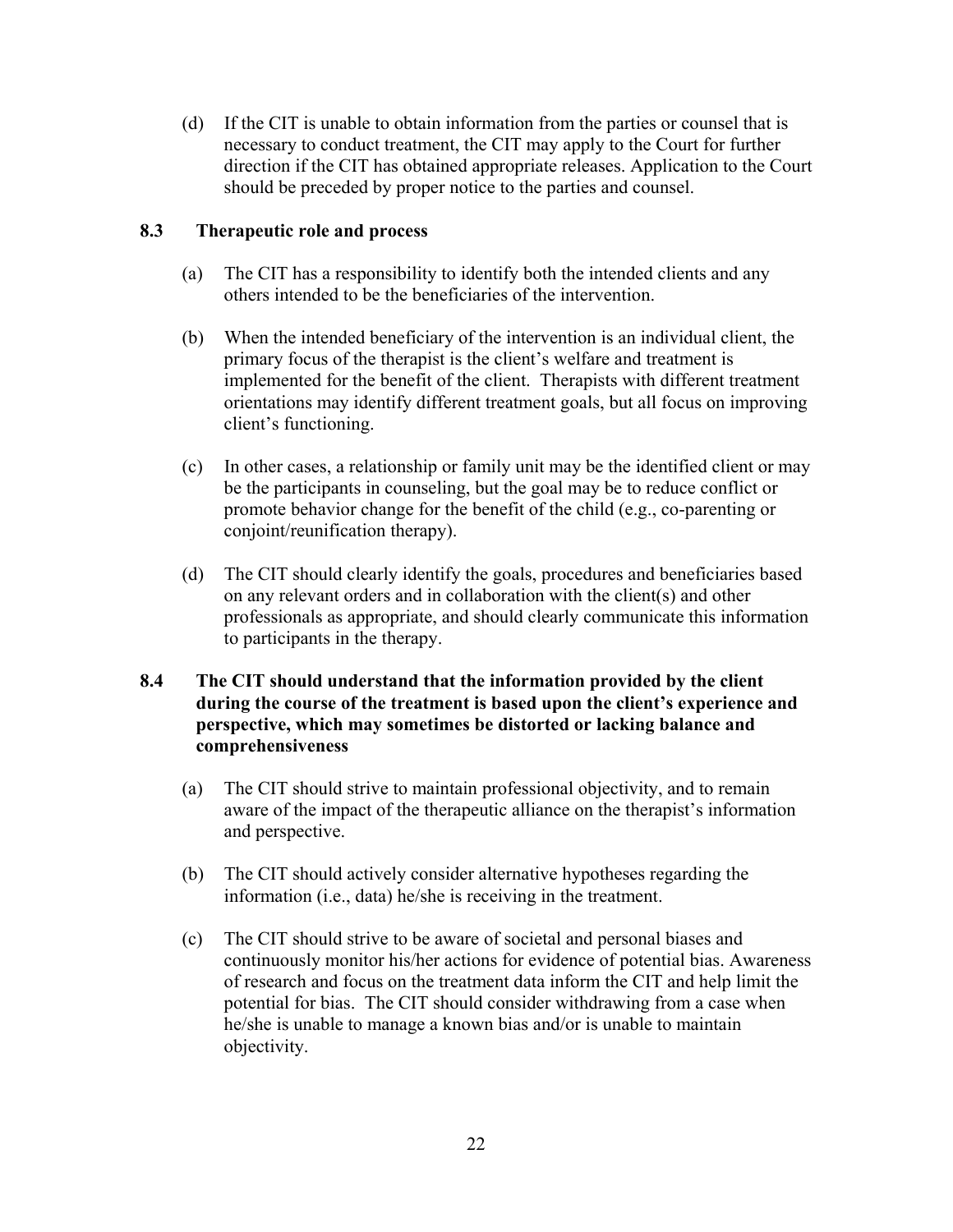(d) If the CIT is unable to obtain information from the parties or counsel that is necessary to conduct treatment, the CIT may apply to the Court for further direction if the CIT has obtained appropriate releases. Application to the Court should be preceded by proper notice to the parties and counsel.

### 8.3 Therapeutic role and process

(a) The CIT has a responsibility to identify both the intended clients and any others intended to be the beneficiaries of the intervention.

(b) When the intended beneficiary of the intervention is an individual client, the primary focus of the therapist is the client's welfare and treatment is implemented for the benefit of the client. Therapists with different treatment orientations may identify different treatment goals, but all focus on improving client's functioning.

(c) In other cases, a relationship or family unit may be the identified client or may be the participants in counseling, but the goal may be to reduce conflict or promote behavior change for the benefit of the child (e.g., co-parenting or conjoint/reunification therapy).

(d) The CIT should clearly identify the goals, procedures and beneficiaries based on any relevant orders and in collaboration with the client(s) and other professionals as appropriate, and should clearly communicate this information to participants in the therapy.

### 8.4 The CIT should understand that the information provided by the client during the course of the treatment is based upon the client's experience and perspective, which may sometimes be distorted or lacking balance and comprehensiveness

(a) The CIT should strive to maintain professional objectivity, and to remain aware of the impact of the therapeutic alliance on the therapist's information and perspective.

(b) The CIT should actively consider alternative hypotheses regarding the information (i.e., data) he/she is receiving in the treatment.

(c) The CIT should strive to be aware of societal and personal biases and continuously monitor his/her actions for evidence of potential bias. Awareness of research and focus on the treatment data inform the CIT and help limit the potential for bias. The CIT should consider withdrawing from a case when he/she is unable to manage a known bias and/or is unable to maintain objectivity.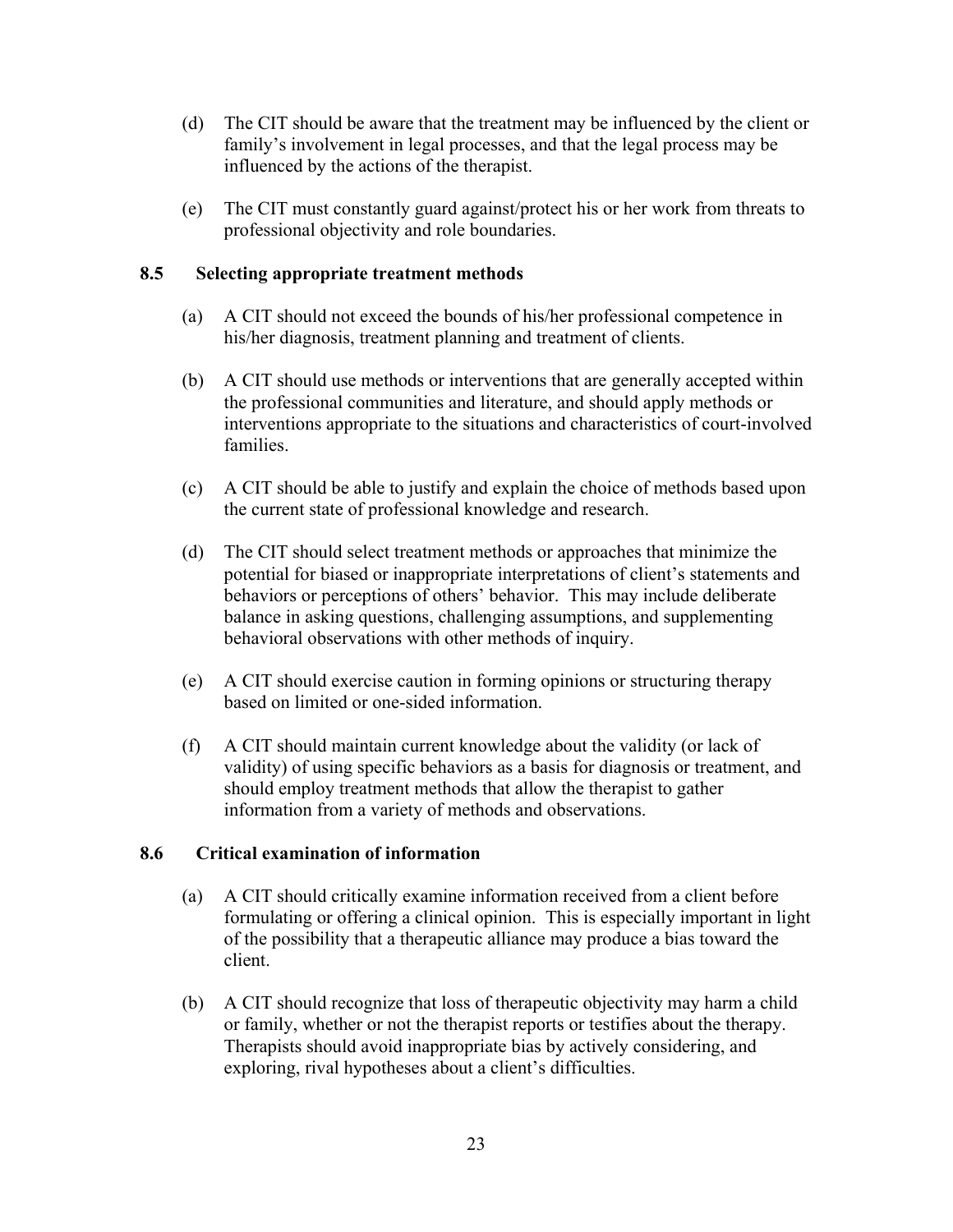(d) The CIT should be aware that the treatment may be influenced by the client or family's involvement in legal processes, and that the legal process may be influenced by the actions of the therapist.

(e) The CIT must constantly guard against/protect his or her work from threats to professional objectivity and role boundaries.

### 8.5 Selecting appropriate treatment methods

(a) A CIT should not exceed the bounds of his/her professional competence in his/her diagnosis, treatment planning and treatment of clients.

(b) A CIT should use methods or interventions that are generally accepted within the professional communities and literature, and should apply methods or interventions appropriate to the situations and characteristics of court-involved families.

(c) A CIT should be able to justify and explain the choice of methods based upon the current state of professional knowledge and research.

(d) The CIT should select treatment methods or approaches that minimize the potential for biased or inappropriate interpretations of client's statements and behaviors or perceptions of others' behavior. This may include deliberate balance in asking questions, challenging assumptions, and supplementing behavioral observations with other methods of inquiry.

(e) A CIT should exercise caution in forming opinions or structuring therapy based on limited or one-sided information.

(f) A CIT should maintain current knowledge about the validity (or lack of validity) of using specific behaviors as a basis for diagnosis or treatment, and should employ treatment methods that allow the therapist to gather information from a variety of methods and observations.

### 8.6 Critical examination of information

(a) A CIT should critically examine information received from a client before formulating or offering a clinical opinion. This is especially important in light of the possibility that a therapeutic alliance may produce a bias toward the client.

(b) A CIT should recognize that loss of therapeutic objectivity may harm a child or family, whether or not the therapist reports or testifies about the therapy. Therapists should avoid inappropriate bias by actively considering, and exploring, rival hypotheses about a client's difficulties.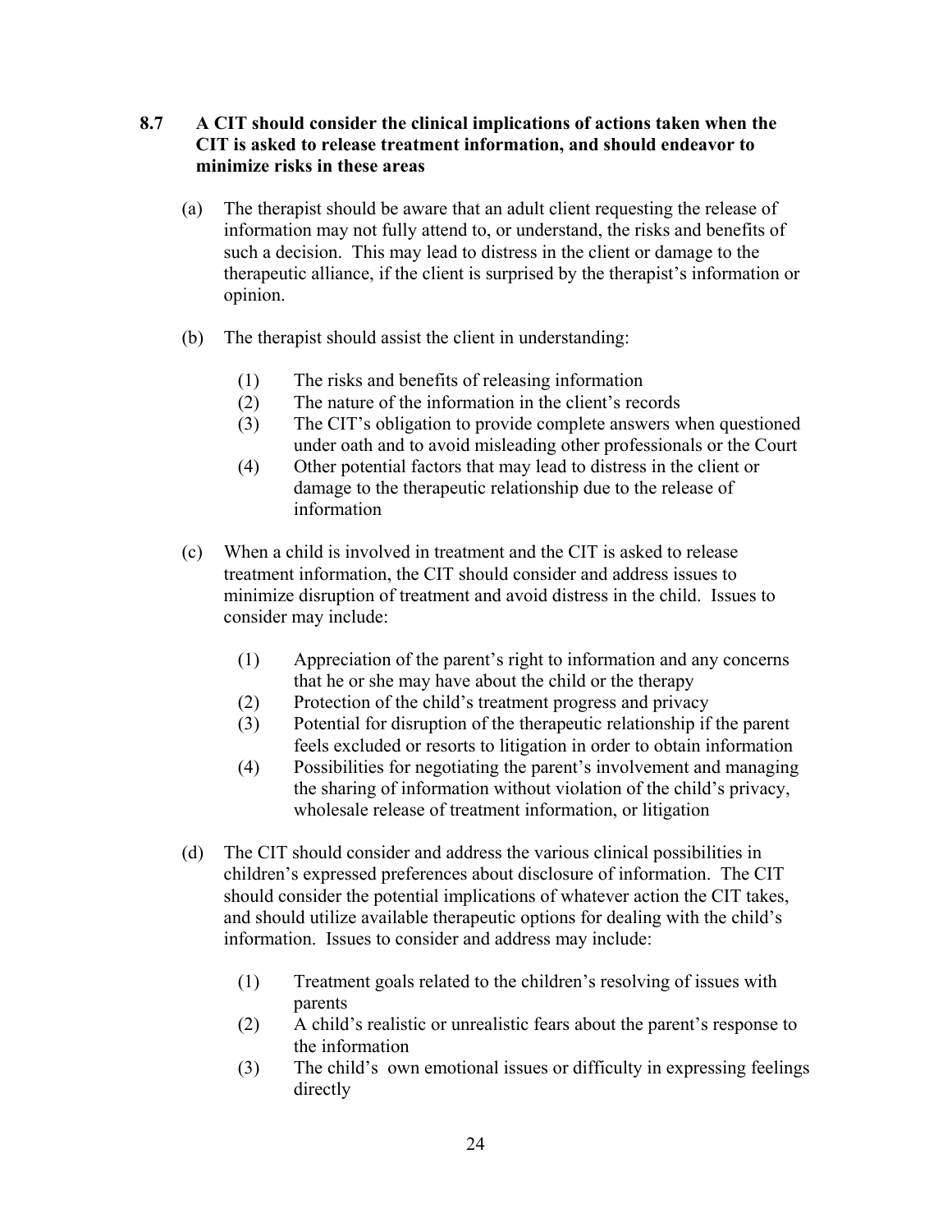**8.7 A CIT should consider the clinical implications of actions taken when the CIT is asked to release treatment information, and should endeavor to minimize risks in these areas**

(a) The therapist should be aware that an adult client requesting the release of information may not fully attend to, or understand, the risks and benefits of such a decision. This may lead to distress in the client or damage to the therapeutic alliance, if the client is surprised by the therapist's information or opinion.

(b) The therapist should assist the client in understanding:

(1) The risks and benefits of releasing information
(2) The nature of the information in the client's records
(3) The CIT's obligation to provide complete answers when questioned under oath and to avoid misleading other professionals or the Court
(4) Other potential factors that may lead to distress in the client or damage to the therapeutic relationship due to the release of information

(c) When a child is involved in treatment and the CIT is asked to release treatment information, the CIT should consider and address issues to minimize disruption of treatment and avoid distress in the child. Issues to consider may include:

(1) Appreciation of the parent's right to information and any concerns that he or she may have about the child or the therapy
(2) Protection of the child's treatment progress and privacy
(3) Potential for disruption of the therapeutic relationship if the parent feels excluded or resorts to litigation in order to obtain information
(4) Possibilities for negotiating the parent's involvement and managing the sharing of information without violation of the child's privacy, wholesale release of treatment information, or litigation

(d) The CIT should consider and address the various clinical possibilities in children's expressed preferences about disclosure of information. The CIT should consider the potential implications of whatever action the CIT takes, and should utilize available therapeutic options for dealing with the child's information. Issues to consider and address may include:

(1) Treatment goals related to the children's resolving of issues with parents
(2) A child's realistic or unrealistic fears about the parent's response to the information
(3) The child's own emotional issues or difficulty in expressing feelings directly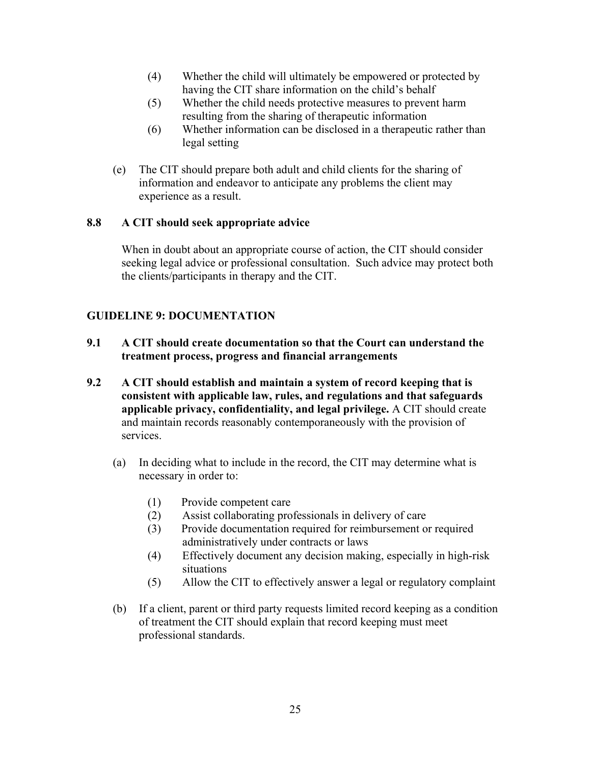(4) Whether the child will ultimately be empowered or protected by having the CIT share information on the child's behalf
(5) Whether the child needs protective measures to prevent harm resulting from the sharing of therapeutic information
(6) Whether information can be disclosed in a therapeutic rather than legal setting

(e) The CIT should prepare both adult and child clients for the sharing of information and endeavor to anticipate any problems the client may experience as a result.

**8.8 A CIT should seek appropriate advice**

When in doubt about an appropriate course of action, the CIT should consider seeking legal advice or professional consultation. Such advice may protect both the clients/participants in therapy and the CIT.

## GUIDELINE 9: DOCUMENTATION

**9.1 A CIT should create documentation so that the Court can understand the treatment process, progress and financial arrangements**

**9.2 A CIT should establish and maintain a system of record keeping that is consistent with applicable law, rules, and regulations and that safeguards applicable privacy, confidentiality, and legal privilege.** A CIT should create and maintain records reasonably contemporaneously with the provision of services.

(a) In deciding what to include in the record, the CIT may determine what is necessary in order to:

(1) Provide competent care
(2) Assist collaborating professionals in delivery of care
(3) Provide documentation required for reimbursement or required administratively under contracts or laws
(4) Effectively document any decision making, especially in high-risk situations
(5) Allow the CIT to effectively answer a legal or regulatory complaint

(b) If a client, parent or third party requests limited record keeping as a condition of treatment the CIT should explain that record keeping must meet professional standards.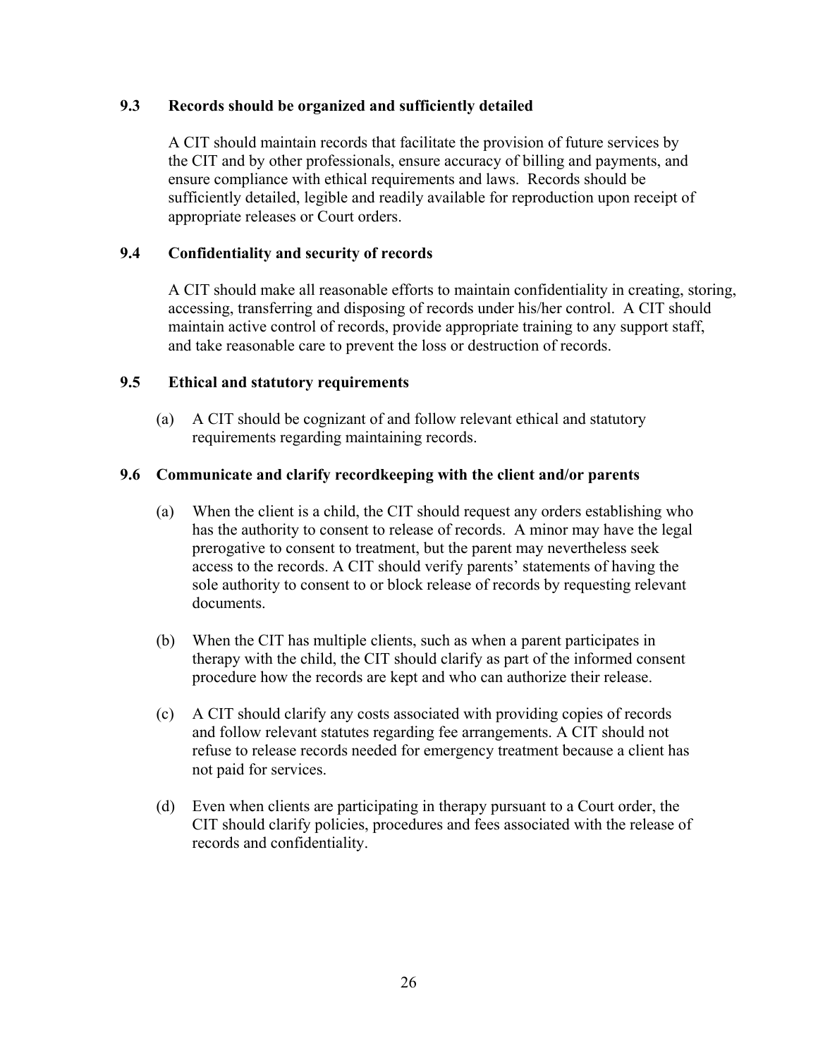### 9.3 Records should be organized and sufficiently detailed

A CIT should maintain records that facilitate the provision of future services by the CIT and by other professionals, ensure accuracy of billing and payments, and ensure compliance with ethical requirements and laws. Records should be sufficiently detailed, legible and readily available for reproduction upon receipt of appropriate releases or Court orders.

### 9.4 Confidentiality and security of records

A CIT should make all reasonable efforts to maintain confidentiality in creating, storing, accessing, transferring and disposing of records under his/her control. A CIT should maintain active control of records, provide appropriate training to any support staff, and take reasonable care to prevent the loss or destruction of records.

### 9.5 Ethical and statutory requirements

(a) A CIT should be cognizant of and follow relevant ethical and statutory requirements regarding maintaining records.

### 9.6 Communicate and clarify recordkeeping with the client and/or parents

(a) When the client is a child, the CIT should request any orders establishing who has the authority to consent to release of records. A minor may have the legal prerogative to consent to treatment, but the parent may nevertheless seek access to the records. A CIT should verify parents' statements of having the sole authority to consent to or block release of records by requesting relevant documents.

(b) When the CIT has multiple clients, such as when a parent participates in therapy with the child, the CIT should clarify as part of the informed consent procedure how the records are kept and who can authorize their release.

(c) A CIT should clarify any costs associated with providing copies of records and follow relevant statutes regarding fee arrangements. A CIT should not refuse to release records needed for emergency treatment because a client has not paid for services.

(d) Even when clients are participating in therapy pursuant to a Court order, the CIT should clarify policies, procedures and fees associated with the release of records and confidentiality.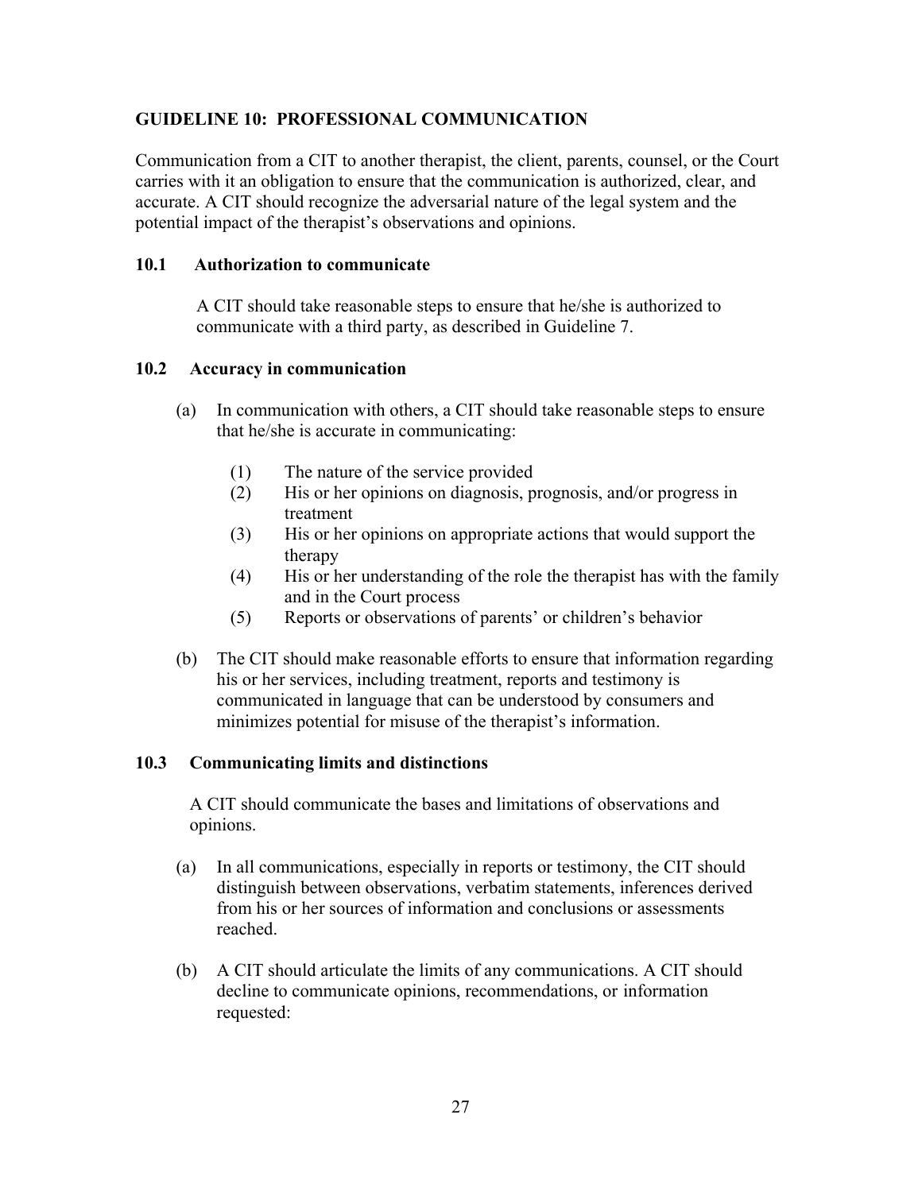## GUIDELINE 10: PROFESSIONAL COMMUNICATION

Communication from a CIT to another therapist, the client, parents, counsel, or the Court carries with it an obligation to ensure that the communication is authorized, clear, and accurate. A CIT should recognize the adversarial nature of the legal system and the potential impact of the therapist's observations and opinions.

### 10.1 Authorization to communicate

A CIT should take reasonable steps to ensure that he/she is authorized to communicate with a third party, as described in Guideline 7.

### 10.2 Accuracy in communication

(a) In communication with others, a CIT should take reasonable steps to ensure that he/she is accurate in communicating:

  (1) The nature of the service provided
  (2) His or her opinions on diagnosis, prognosis, and/or progress in treatment
  (3) His or her opinions on appropriate actions that would support the therapy
  (4) His or her understanding of the role the therapist has with the family and in the Court process
  (5) Reports or observations of parents' or children's behavior

(b) The CIT should make reasonable efforts to ensure that information regarding his or her services, including treatment, reports and testimony is communicated in language that can be understood by consumers and minimizes potential for misuse of the therapist's information.

### 10.3 Communicating limits and distinctions

A CIT should communicate the bases and limitations of observations and opinions.

(a) In all communications, especially in reports or testimony, the CIT should distinguish between observations, verbatim statements, inferences derived from his or her sources of information and conclusions or assessments reached.

(b) A CIT should articulate the limits of any communications. A CIT should decline to communicate opinions, recommendations, or information requested: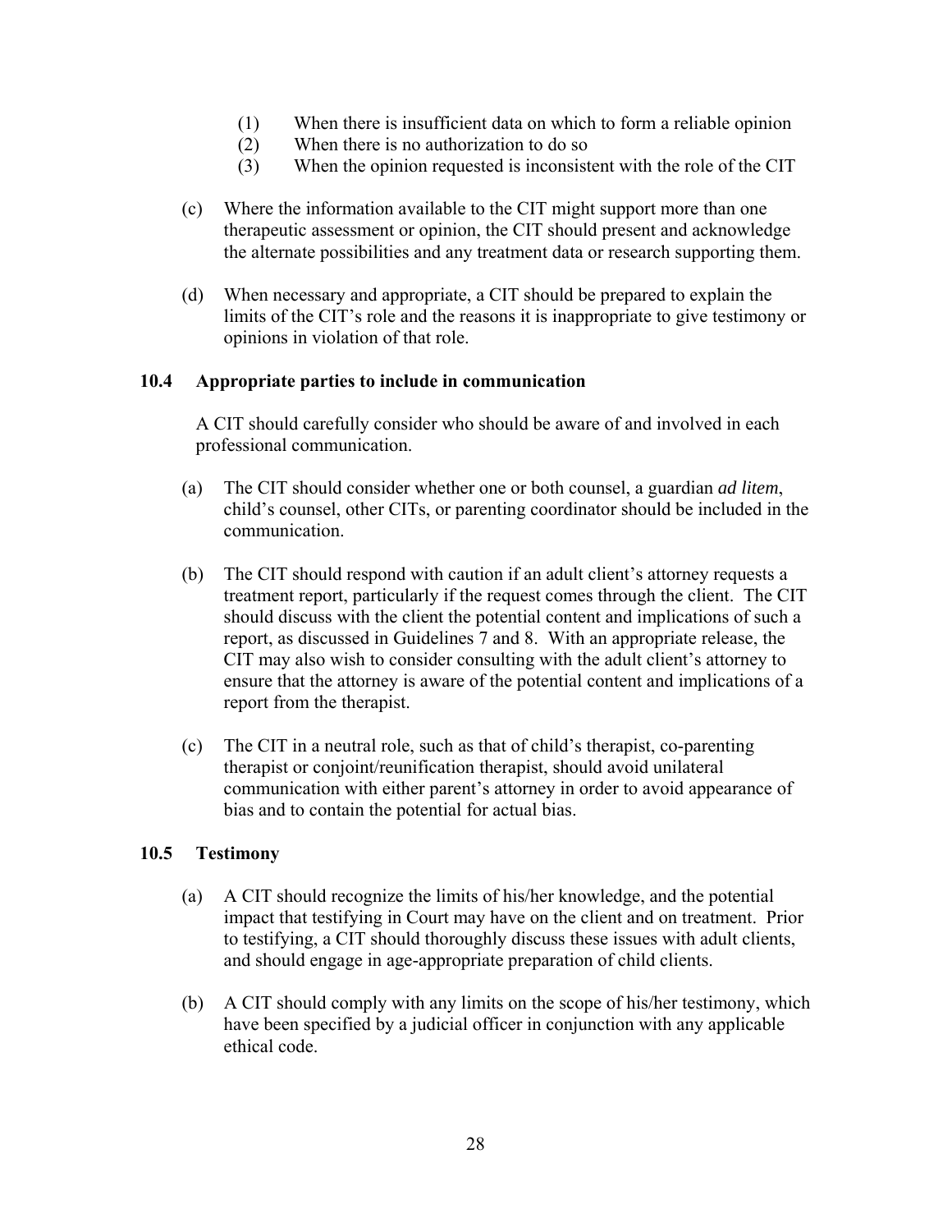(1) When there is insufficient data on which to form a reliable opinion
(2) When there is no authorization to do so
(3) When the opinion requested is inconsistent with the role of the CIT

(c) Where the information available to the CIT might support more than one therapeutic assessment or opinion, the CIT should present and acknowledge the alternate possibilities and any treatment data or research supporting them.

(d) When necessary and appropriate, a CIT should be prepared to explain the limits of the CIT's role and the reasons it is inappropriate to give testimony or opinions in violation of that role.

### 10.4 Appropriate parties to include in communication

A CIT should carefully consider who should be aware of and involved in each professional communication.

(a) The CIT should consider whether one or both counsel, a guardian *ad litem*, child's counsel, other CITs, or parenting coordinator should be included in the communication.

(b) The CIT should respond with caution if an adult client's attorney requests a treatment report, particularly if the request comes through the client. The CIT should discuss with the client the potential content and implications of such a report, as discussed in Guidelines 7 and 8. With an appropriate release, the CIT may also wish to consider consulting with the adult client's attorney to ensure that the attorney is aware of the potential content and implications of a report from the therapist.

(c) The CIT in a neutral role, such as that of child's therapist, co-parenting therapist or conjoint/reunification therapist, should avoid unilateral communication with either parent's attorney in order to avoid appearance of bias and to contain the potential for actual bias.

### 10.5 Testimony

(a) A CIT should recognize the limits of his/her knowledge, and the potential impact that testifying in Court may have on the client and on treatment. Prior to testifying, a CIT should thoroughly discuss these issues with adult clients, and should engage in age-appropriate preparation of child clients.

(b) A CIT should comply with any limits on the scope of his/her testimony, which have been specified by a judicial officer in conjunction with any applicable ethical code.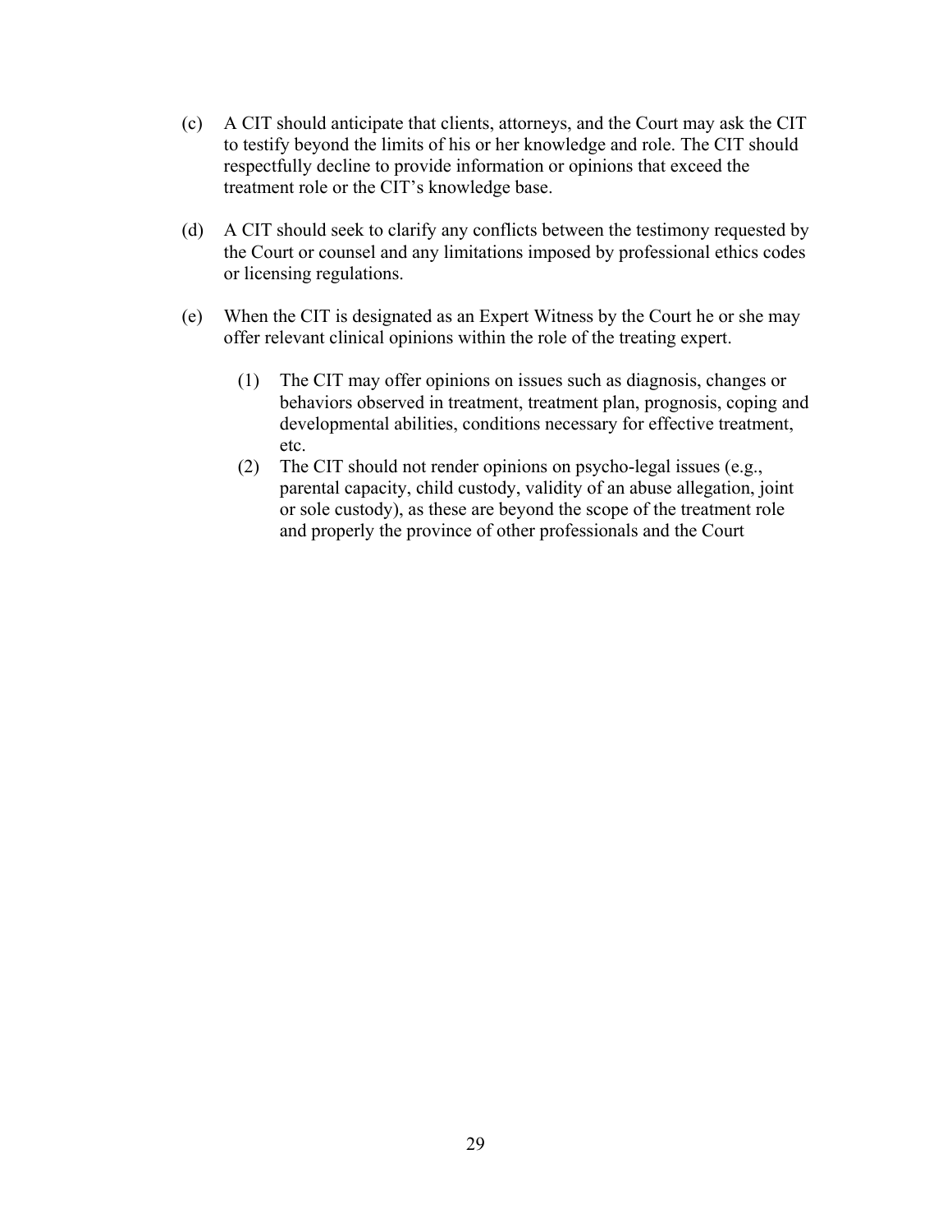(c) A CIT should anticipate that clients, attorneys, and the Court may ask the CIT to testify beyond the limits of his or her knowledge and role. The CIT should respectfully decline to provide information or opinions that exceed the treatment role or the CIT's knowledge base.

(d) A CIT should seek to clarify any conflicts between the testimony requested by the Court or counsel and any limitations imposed by professional ethics codes or licensing regulations.

(e) When the CIT is designated as an Expert Witness by the Court he or she may offer relevant clinical opinions within the role of the treating expert.

  (1) The CIT may offer opinions on issues such as diagnosis, changes or behaviors observed in treatment, treatment plan, prognosis, coping and developmental abilities, conditions necessary for effective treatment, etc.

  (2) The CIT should not render opinions on psycho-legal issues (e.g., parental capacity, child custody, validity of an abuse allegation, joint or sole custody), as these are beyond the scope of the treatment role and properly the province of other professionals and the Court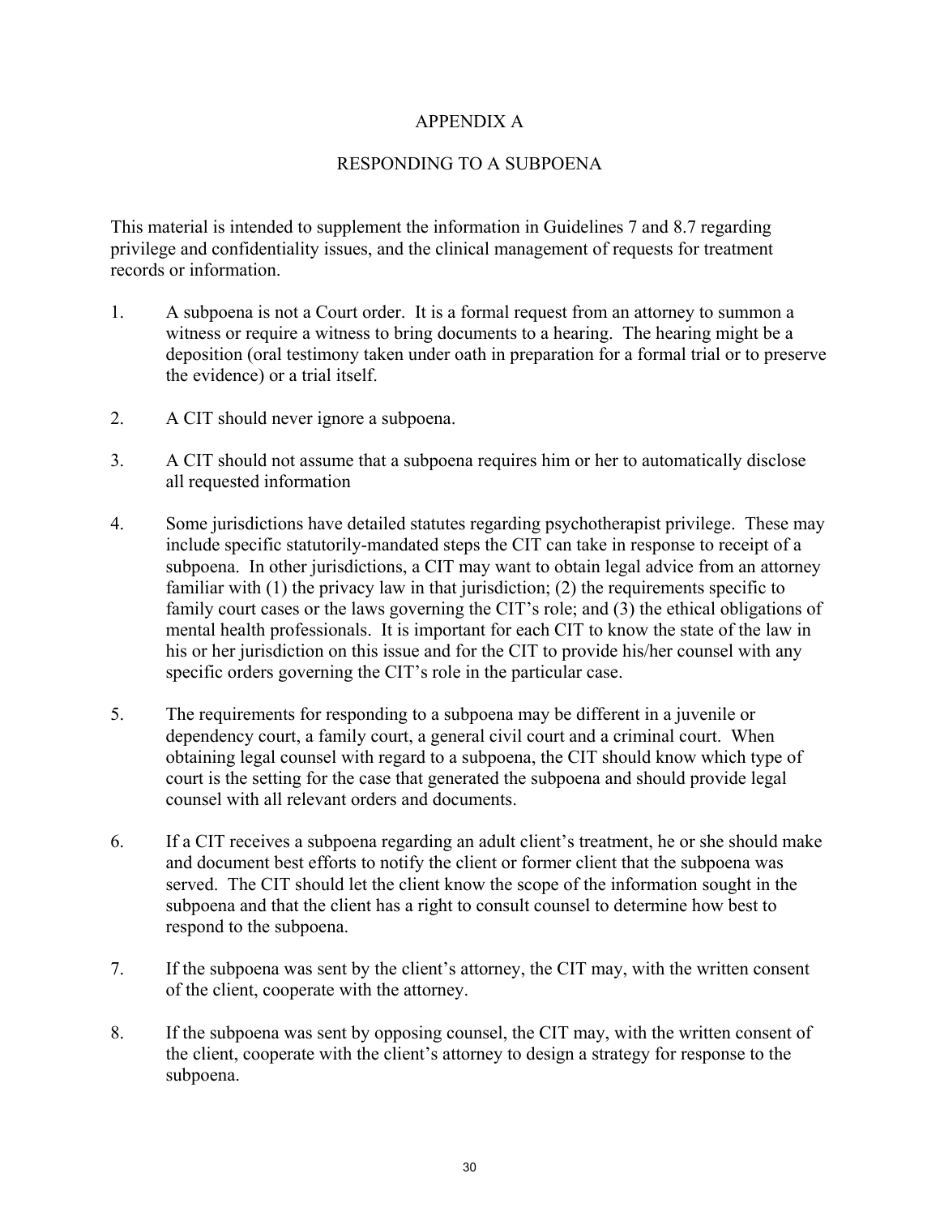# APPENDIX A

## RESPONDING TO A SUBPOENA

This material is intended to supplement the information in Guidelines 7 and 8.7 regarding privilege and confidentiality issues, and the clinical management of requests for treatment records or information.

1. A subpoena is not a Court order. It is a formal request from an attorney to summon a witness or require a witness to bring documents to a hearing. The hearing might be a deposition (oral testimony taken under oath in preparation for a formal trial or to preserve the evidence) or a trial itself.

2. A CIT should never ignore a subpoena.

3. A CIT should not assume that a subpoena requires him or her to automatically disclose all requested information

4. Some jurisdictions have detailed statutes regarding psychotherapist privilege. These may include specific statutorily-mandated steps the CIT can take in response to receipt of a subpoena. In other jurisdictions, a CIT may want to obtain legal advice from an attorney familiar with (1) the privacy law in that jurisdiction; (2) the requirements specific to family court cases or the laws governing the CIT's role; and (3) the ethical obligations of mental health professionals. It is important for each CIT to know the state of the law in his or her jurisdiction on this issue and for the CIT to provide his/her counsel with any specific orders governing the CIT's role in the particular case.

5. The requirements for responding to a subpoena may be different in a juvenile or dependency court, a family court, a general civil court and a criminal court. When obtaining legal counsel with regard to a subpoena, the CIT should know which type of court is the setting for the case that generated the subpoena and should provide legal counsel with all relevant orders and documents.

6. If a CIT receives a subpoena regarding an adult client's treatment, he or she should make and document best efforts to notify the client or former client that the subpoena was served. The CIT should let the client know the scope of the information sought in the subpoena and that the client has a right to consult counsel to determine how best to respond to the subpoena.

7. If the subpoena was sent by the client's attorney, the CIT may, with the written consent of the client, cooperate with the attorney.

8. If the subpoena was sent by opposing counsel, the CIT may, with the written consent of the client, cooperate with the client's attorney to design a strategy for response to the subpoena.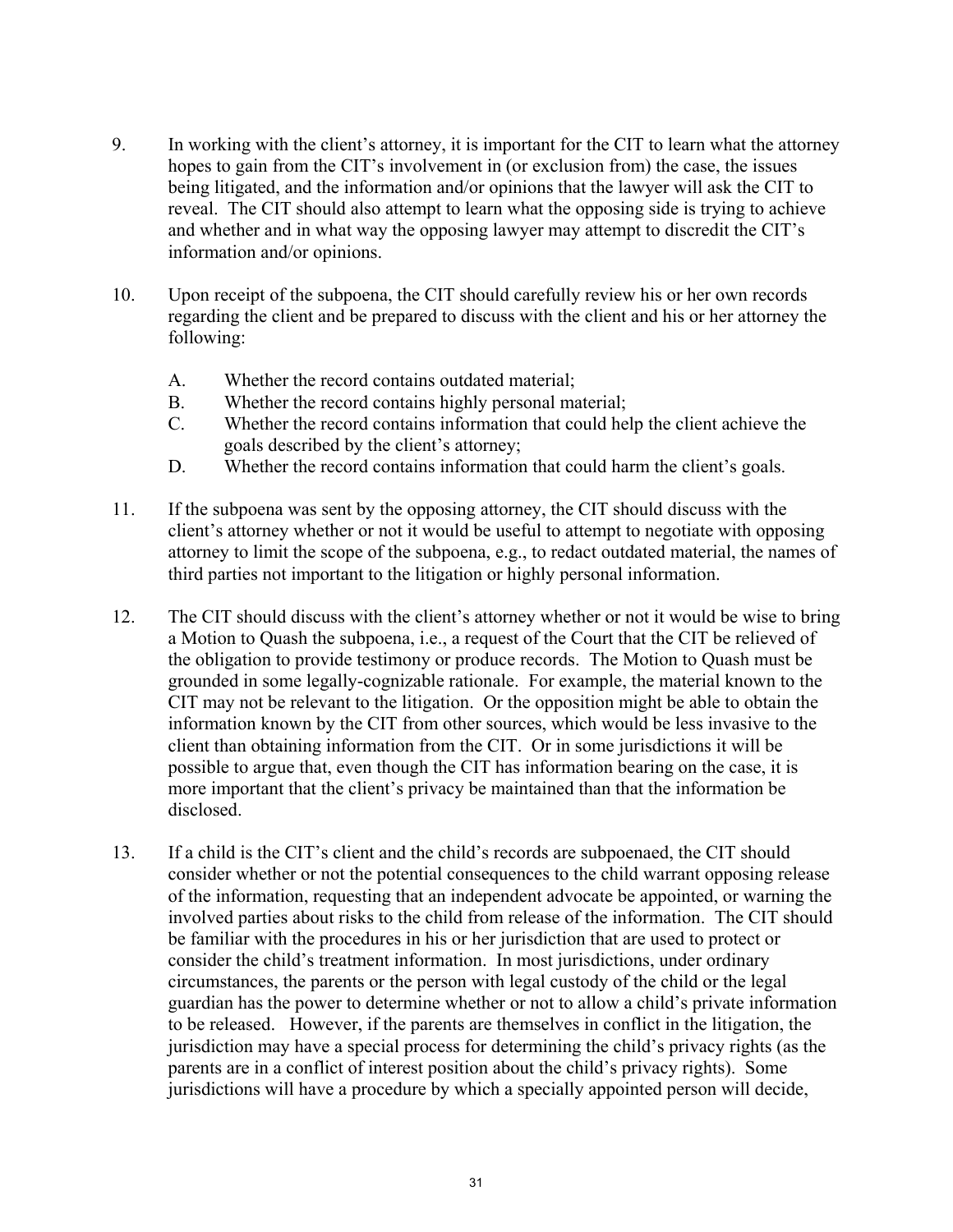9. In working with the client's attorney, it is important for the CIT to learn what the attorney hopes to gain from the CIT's involvement in (or exclusion from) the case, the issues being litigated, and the information and/or opinions that the lawyer will ask the CIT to reveal. The CIT should also attempt to learn what the opposing side is trying to achieve and whether and in what way the opposing lawyer may attempt to discredit the CIT's information and/or opinions.

10. Upon receipt of the subpoena, the CIT should carefully review his or her own records regarding the client and be prepared to discuss with the client and his or her attorney the following:

    A. Whether the record contains outdated material;
    B. Whether the record contains highly personal material;
    C. Whether the record contains information that could help the client achieve the goals described by the client's attorney;
    D. Whether the record contains information that could harm the client's goals.

11. If the subpoena was sent by the opposing attorney, the CIT should discuss with the client's attorney whether or not it would be useful to attempt to negotiate with opposing attorney to limit the scope of the subpoena, e.g., to redact outdated material, the names of third parties not important to the litigation or highly personal information.

12. The CIT should discuss with the client's attorney whether or not it would be wise to bring a Motion to Quash the subpoena, i.e., a request of the Court that the CIT be relieved of the obligation to provide testimony or produce records. The Motion to Quash must be grounded in some legally-cognizable rationale. For example, the material known to the CIT may not be relevant to the litigation. Or the opposition might be able to obtain the information known by the CIT from other sources, which would be less invasive to the client than obtaining information from the CIT. Or in some jurisdictions it will be possible to argue that, even though the CIT has information bearing on the case, it is more important that the client's privacy be maintained than that the information be disclosed.

13. If a child is the CIT's client and the child's records are subpoenaed, the CIT should consider whether or not the potential consequences to the child warrant opposing release of the information, requesting that an independent advocate be appointed, or warning the involved parties about risks to the child from release of the information. The CIT should be familiar with the procedures in his or her jurisdiction that are used to protect or consider the child's treatment information. In most jurisdictions, under ordinary circumstances, the parents or the person with legal custody of the child or the legal guardian has the power to determine whether or not to allow a child's private information to be released. However, if the parents are themselves in conflict in the litigation, the jurisdiction may have a special process for determining the child's privacy rights (as the parents are in a conflict of interest position about the child's privacy rights). Some jurisdictions will have a procedure by which a specially appointed person will decide,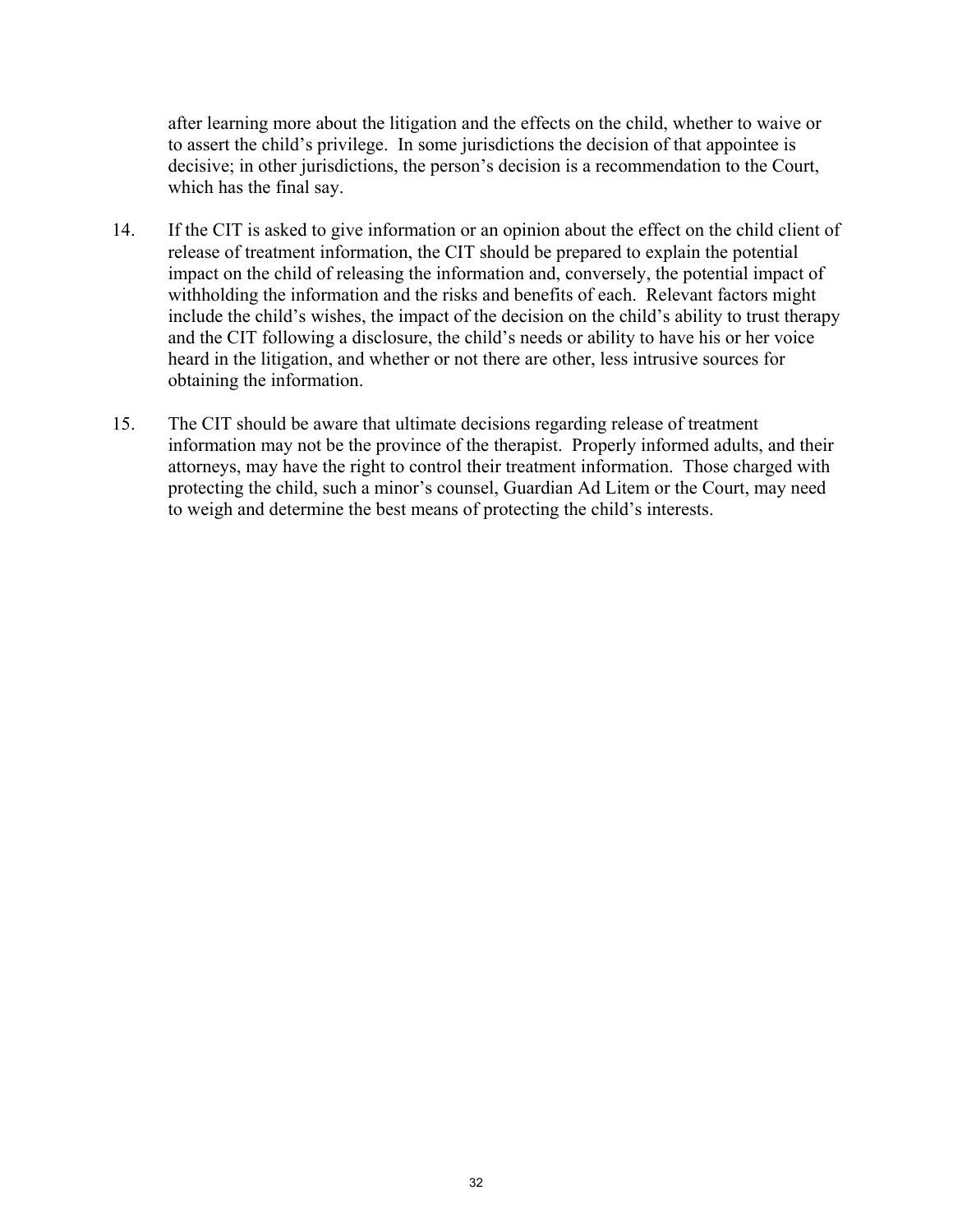after learning more about the litigation and the effects on the child, whether to waive or to assert the child's privilege. In some jurisdictions the decision of that appointee is decisive; in other jurisdictions, the person's decision is a recommendation to the Court, which has the final say.

14. If the CIT is asked to give information or an opinion about the effect on the child client of release of treatment information, the CIT should be prepared to explain the potential impact on the child of releasing the information and, conversely, the potential impact of withholding the information and the risks and benefits of each. Relevant factors might include the child's wishes, the impact of the decision on the child's ability to trust therapy and the CIT following a disclosure, the child's needs or ability to have his or her voice heard in the litigation, and whether or not there are other, less intrusive sources for obtaining the information.

15. The CIT should be aware that ultimate decisions regarding release of treatment information may not be the province of the therapist. Properly informed adults, and their attorneys, may have the right to control their treatment information. Those charged with protecting the child, such a minor's counsel, Guardian Ad Litem or the Court, may need to weigh and determine the best means of protecting the child's interests.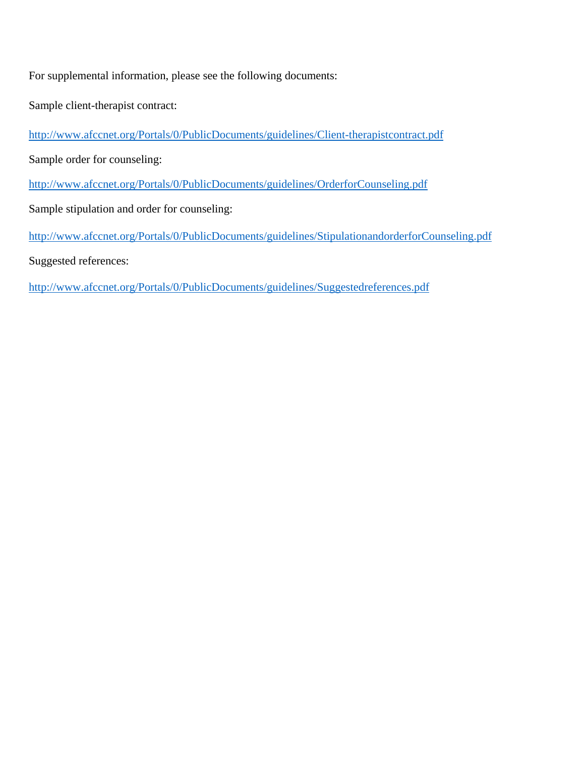For supplemental information, please see the following documents:

Sample client-therapist contract:

http://www.afccnet.org/Portals/0/PublicDocuments/guidelines/Client-therapistcontract.pdf

Sample order for counseling:

http://www.afccnet.org/Portals/0/PublicDocuments/guidelines/OrderforCounseling.pdf

Sample stipulation and order for counseling:

http://www.afccnet.org/Portals/0/PublicDocuments/guidelines/StipulationandorderforCounseling.pdf

Suggested references:

http://www.afccnet.org/Portals/0/PublicDocuments/guidelines/Suggestedreferences.pdf